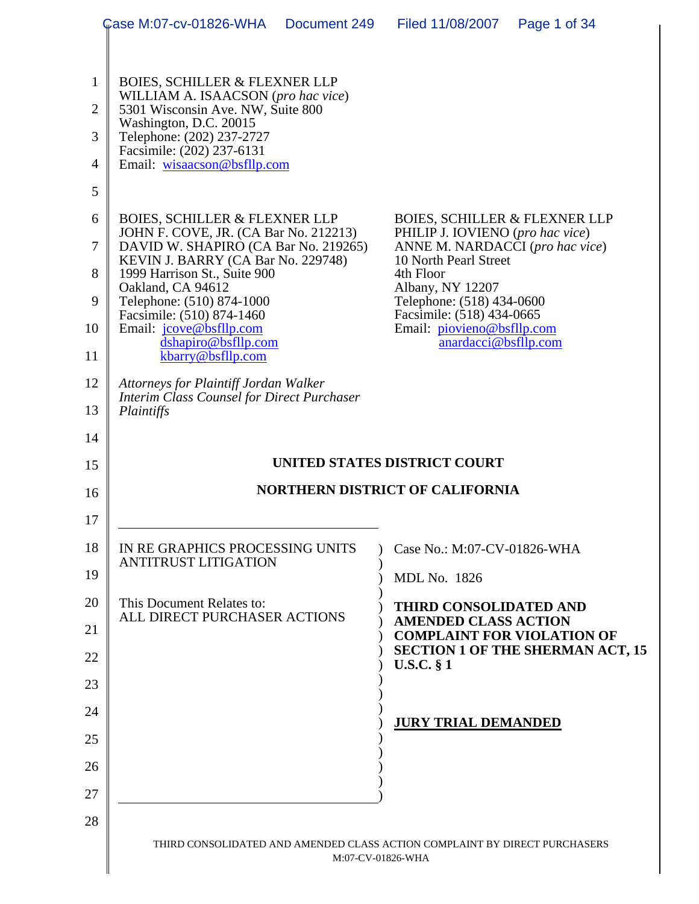BOIES, SCHILLER & FLEXNER LLP
WILLIAM A. ISAACSON (*pro hac vice*)
5301 Wisconsin Ave. NW, Suite 800
Washington, D.C. 20015
Telephone: (202) 237-2727
Facsimile: (202) 237-6131
Email: wisaacson@bsfllp.com

BOIES, SCHILLER & FLEXNER LLP
JOHN F. COVE, JR. (CA Bar No. 212213)
DAVID W. SHAPIRO (CA Bar No. 219265)
KEVIN J. BARRY (CA Bar No. 229748)
1999 Harrison St., Suite 900
Oakland, CA 94612
Telephone: (510) 874-1000
Facsimile: (510) 874-1460
Email: jcove@bsfllp.com
dshapiro@bsfllp.com
kbarry@bsfllp.com

BOIES, SCHILLER & FLEXNER LLP
PHILIP J. IOVIENO (*pro hac vice*)
ANNE M. NARDACCI (*pro hac vice*)
10 North Pearl Street
4th Floor
Albany, NY 12207
Telephone: (518) 434-0600
Facsimile: (518) 434-0665
Email: piovieno@bsfllp.com
anardacci@bsfllp.com

*Attorneys for Plaintiff Jordan Walker*
*Interim Class Counsel for Direct Purchaser Plaintiffs*

**UNITED STATES DISTRICT COURT**

**NORTHERN DISTRICT OF CALIFORNIA**

IN RE GRAPHICS PROCESSING UNITS ANTITRUST LITIGATION

This Document Relates to:
ALL DIRECT PURCHASER ACTIONS

Case No.: M:07-CV-01826-WHA

MDL No. 1826

**THIRD CONSOLIDATED AND AMENDED CLASS ACTION COMPLAINT FOR VIOLATION OF SECTION 1 OF THE SHERMAN ACT, 15 U.S.C. § 1**

**JURY TRIAL DEMANDED**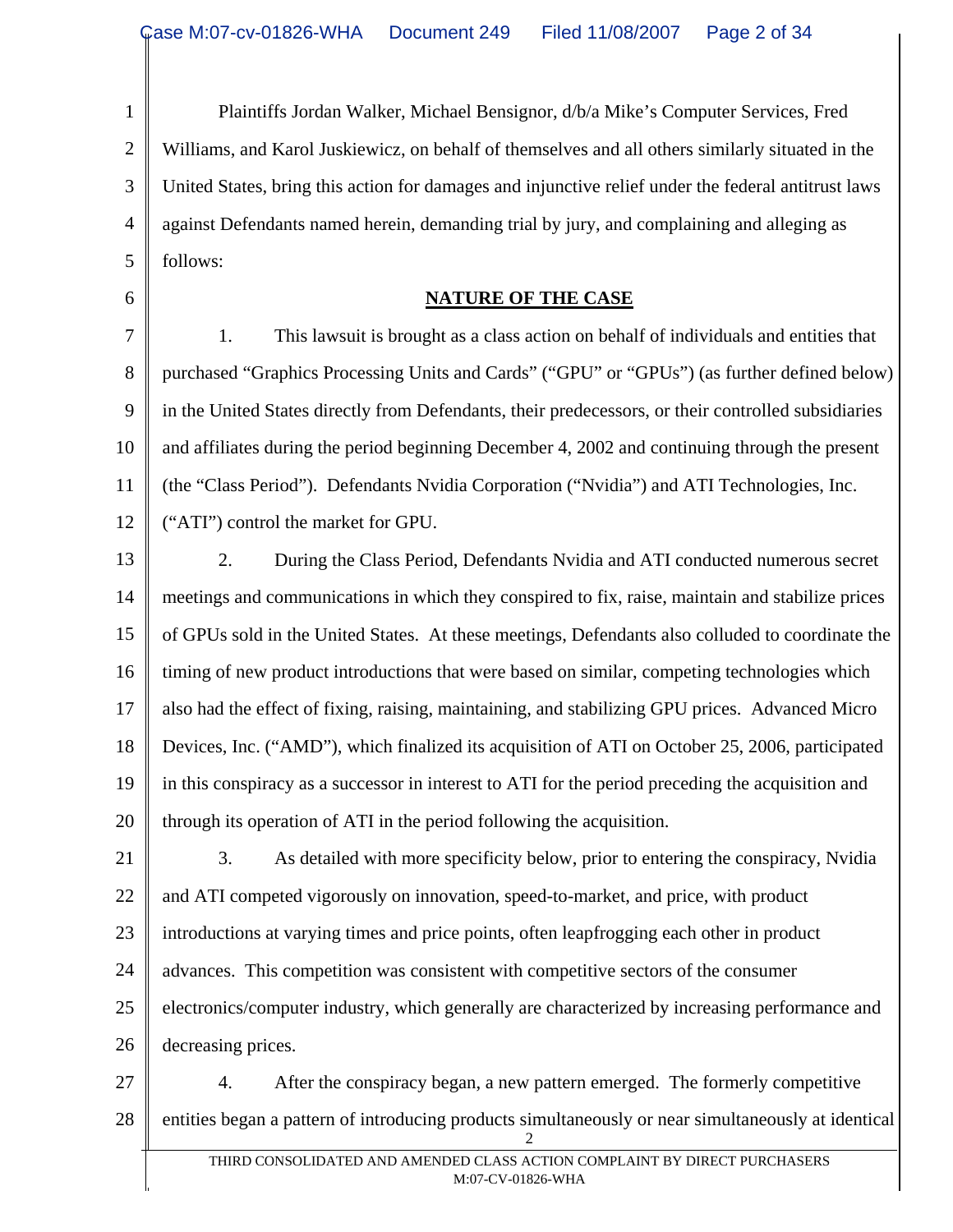Plaintiffs Jordan Walker, Michael Bensignor, d/b/a Mike's Computer Services, Fred Williams, and Karol Juskiewicz, on behalf of themselves and all others similarly situated in the United States, bring this action for damages and injunctive relief under the federal antitrust laws against Defendants named herein, demanding trial by jury, and complaining and alleging as follows:

## NATURE OF THE CASE

1. This lawsuit is brought as a class action on behalf of individuals and entities that purchased "Graphics Processing Units and Cards" ("GPU" or "GPUs") (as further defined below) in the United States directly from Defendants, their predecessors, or their controlled subsidiaries and affiliates during the period beginning December 4, 2002 and continuing through the present (the "Class Period"). Defendants Nvidia Corporation ("Nvidia") and ATI Technologies, Inc. ("ATI") control the market for GPU.

2. During the Class Period, Defendants Nvidia and ATI conducted numerous secret meetings and communications in which they conspired to fix, raise, maintain and stabilize prices of GPUs sold in the United States. At these meetings, Defendants also colluded to coordinate the timing of new product introductions that were based on similar, competing technologies which also had the effect of fixing, raising, maintaining, and stabilizing GPU prices. Advanced Micro Devices, Inc. ("AMD"), which finalized its acquisition of ATI on October 25, 2006, participated in this conspiracy as a successor in interest to ATI for the period preceding the acquisition and through its operation of ATI in the period following the acquisition.

3. As detailed with more specificity below, prior to entering the conspiracy, Nvidia and ATI competed vigorously on innovation, speed-to-market, and price, with product introductions at varying times and price points, often leapfrogging each other in product advances. This competition was consistent with competitive sectors of the consumer electronics/computer industry, which generally are characterized by increasing performance and decreasing prices.

4. After the conspiracy began, a new pattern emerged. The formerly competitive entities began a pattern of introducing products simultaneously or near simultaneously at identical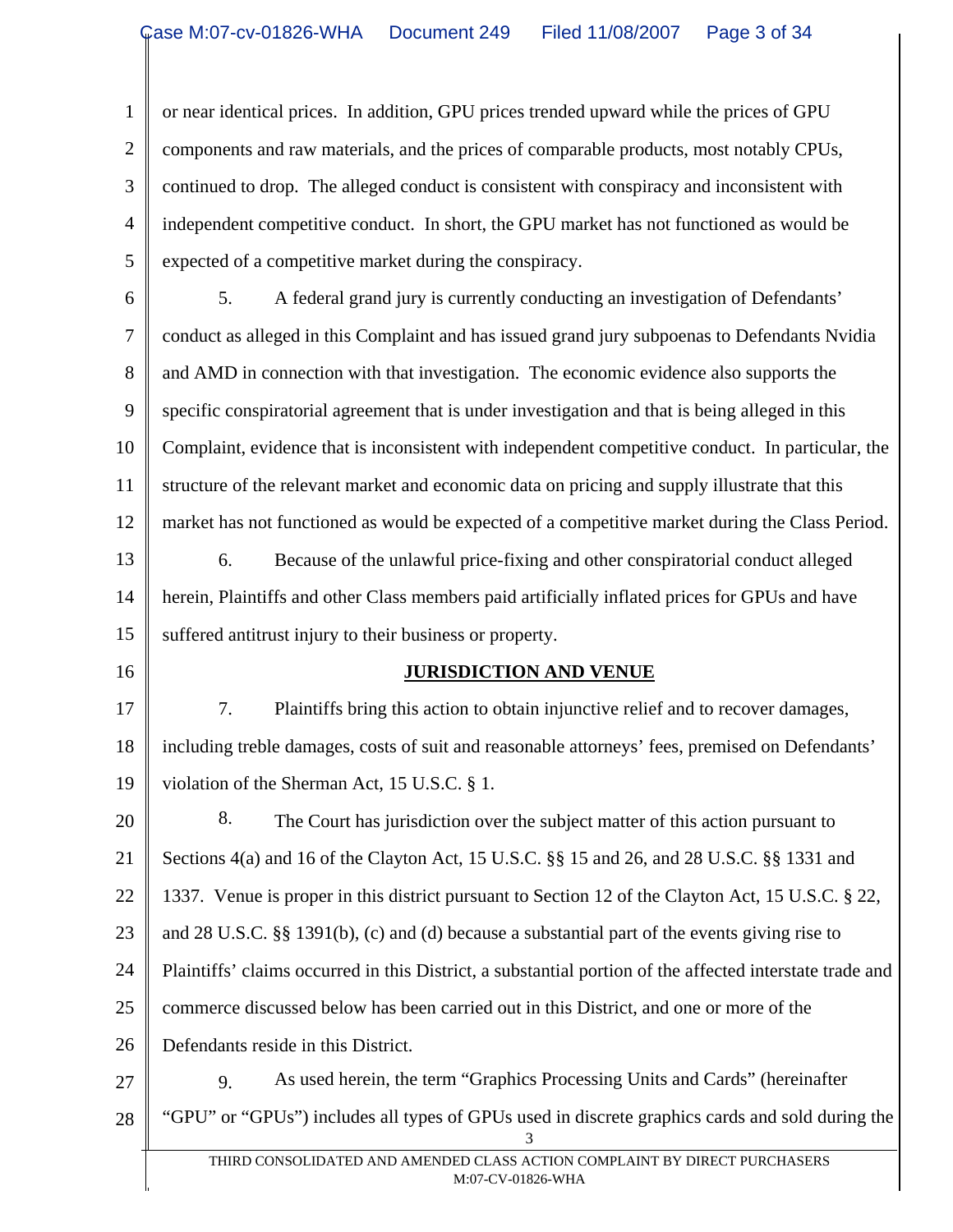or near identical prices. In addition, GPU prices trended upward while the prices of GPU components and raw materials, and the prices of comparable products, most notably CPUs, continued to drop. The alleged conduct is consistent with conspiracy and inconsistent with independent competitive conduct. In short, the GPU market has not functioned as would be expected of a competitive market during the conspiracy.

5. A federal grand jury is currently conducting an investigation of Defendants' conduct as alleged in this Complaint and has issued grand jury subpoenas to Defendants Nvidia and AMD in connection with that investigation. The economic evidence also supports the specific conspiratorial agreement that is under investigation and that is being alleged in this Complaint, evidence that is inconsistent with independent competitive conduct. In particular, the structure of the relevant market and economic data on pricing and supply illustrate that this market has not functioned as would be expected of a competitive market during the Class Period.

6. Because of the unlawful price-fixing and other conspiratorial conduct alleged herein, Plaintiffs and other Class members paid artificially inflated prices for GPUs and have suffered antitrust injury to their business or property.

## JURISDICTION AND VENUE

7. Plaintiffs bring this action to obtain injunctive relief and to recover damages, including treble damages, costs of suit and reasonable attorneys' fees, premised on Defendants' violation of the Sherman Act, 15 U.S.C. § 1.

8. The Court has jurisdiction over the subject matter of this action pursuant to Sections 4(a) and 16 of the Clayton Act, 15 U.S.C. §§ 15 and 26, and 28 U.S.C. §§ 1331 and 1337. Venue is proper in this district pursuant to Section 12 of the Clayton Act, 15 U.S.C. § 22, and 28 U.S.C. §§ 1391(b), (c) and (d) because a substantial part of the events giving rise to Plaintiffs' claims occurred in this District, a substantial portion of the affected interstate trade and commerce discussed below has been carried out in this District, and one or more of the Defendants reside in this District.

9. As used herein, the term "Graphics Processing Units and Cards" (hereinafter "GPU" or "GPUs") includes all types of GPUs used in discrete graphics cards and sold during the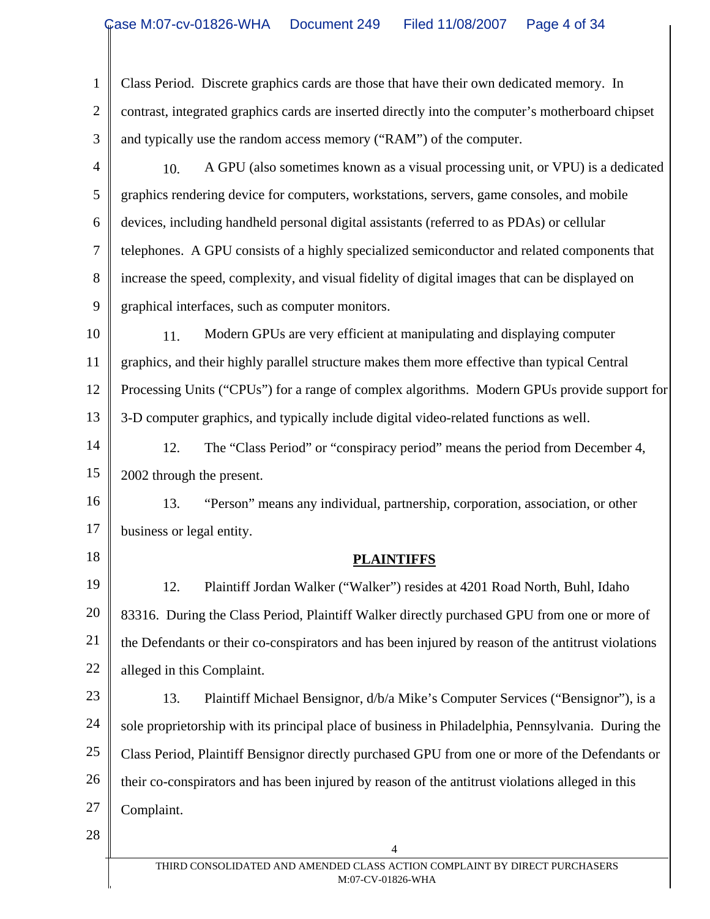Class Period. Discrete graphics cards are those that have their own dedicated memory. In contrast, integrated graphics cards are inserted directly into the computer's motherboard chipset and typically use the random access memory ("RAM") of the computer.

10. A GPU (also sometimes known as a visual processing unit, or VPU) is a dedicated graphics rendering device for computers, workstations, servers, game consoles, and mobile devices, including handheld personal digital assistants (referred to as PDAs) or cellular telephones. A GPU consists of a highly specialized semiconductor and related components that increase the speed, complexity, and visual fidelity of digital images that can be displayed on graphical interfaces, such as computer monitors.

11. Modern GPUs are very efficient at manipulating and displaying computer graphics, and their highly parallel structure makes them more effective than typical Central Processing Units ("CPUs") for a range of complex algorithms. Modern GPUs provide support for 3-D computer graphics, and typically include digital video-related functions as well.

12. The "Class Period" or "conspiracy period" means the period from December 4, 2002 through the present.

13. "Person" means any individual, partnership, corporation, association, or other business or legal entity.

## PLAINTIFFS

12. Plaintiff Jordan Walker ("Walker") resides at 4201 Road North, Buhl, Idaho 83316. During the Class Period, Plaintiff Walker directly purchased GPU from one or more of the Defendants or their co-conspirators and has been injured by reason of the antitrust violations alleged in this Complaint.

13. Plaintiff Michael Bensignor, d/b/a Mike's Computer Services ("Bensignor"), is a sole proprietorship with its principal place of business in Philadelphia, Pennsylvania. During the Class Period, Plaintiff Bensignor directly purchased GPU from one or more of the Defendants or their co-conspirators and has been injured by reason of the antitrust violations alleged in this Complaint.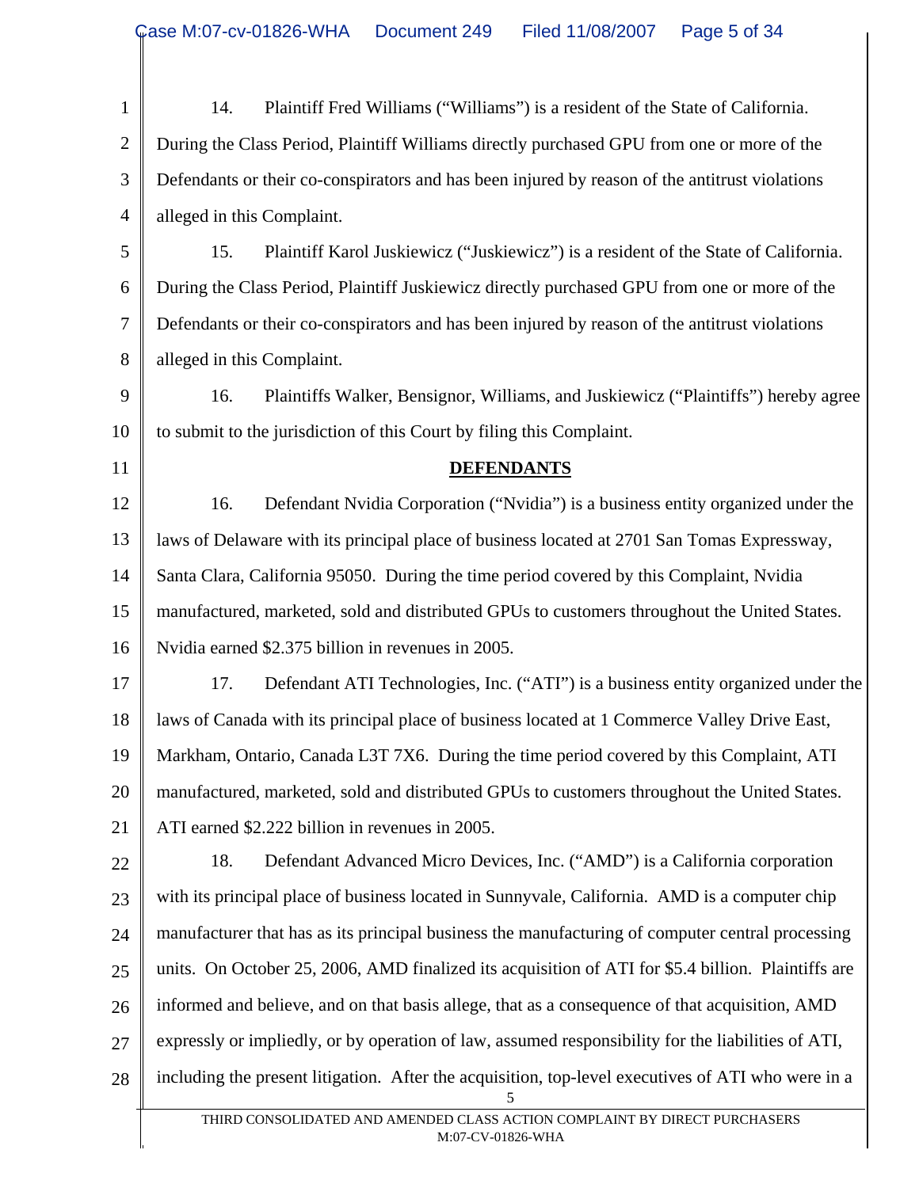14. Plaintiff Fred Williams ("Williams") is a resident of the State of California. During the Class Period, Plaintiff Williams directly purchased GPU from one or more of the Defendants or their co-conspirators and has been injured by reason of the antitrust violations alleged in this Complaint.

15. Plaintiff Karol Juskiewicz ("Juskiewicz") is a resident of the State of California. During the Class Period, Plaintiff Juskiewicz directly purchased GPU from one or more of the Defendants or their co-conspirators and has been injured by reason of the antitrust violations alleged in this Complaint.

16. Plaintiffs Walker, Bensignor, Williams, and Juskiewicz ("Plaintiffs") hereby agree to submit to the jurisdiction of this Court by filing this Complaint.

**DEFENDANTS**

16. Defendant Nvidia Corporation ("Nvidia") is a business entity organized under the laws of Delaware with its principal place of business located at 2701 San Tomas Expressway, Santa Clara, California 95050. During the time period covered by this Complaint, Nvidia manufactured, marketed, sold and distributed GPUs to customers throughout the United States. Nvidia earned $2.375 billion in revenues in 2005.

17. Defendant ATI Technologies, Inc. ("ATI") is a business entity organized under the laws of Canada with its principal place of business located at 1 Commerce Valley Drive East, Markham, Ontario, Canada L3T 7X6. During the time period covered by this Complaint, ATI manufactured, marketed, sold and distributed GPUs to customers throughout the United States. ATI earned $2.222 billion in revenues in 2005.

18. Defendant Advanced Micro Devices, Inc. ("AMD") is a California corporation with its principal place of business located in Sunnyvale, California. AMD is a computer chip manufacturer that has as its principal business the manufacturing of computer central processing units. On October 25, 2006, AMD finalized its acquisition of ATI for $5.4 billion. Plaintiffs are informed and believe, and on that basis allege, that as a consequence of that acquisition, AMD expressly or impliedly, or by operation of law, assumed responsibility for the liabilities of ATI, including the present litigation. After the acquisition, top-level executives of ATI who were in a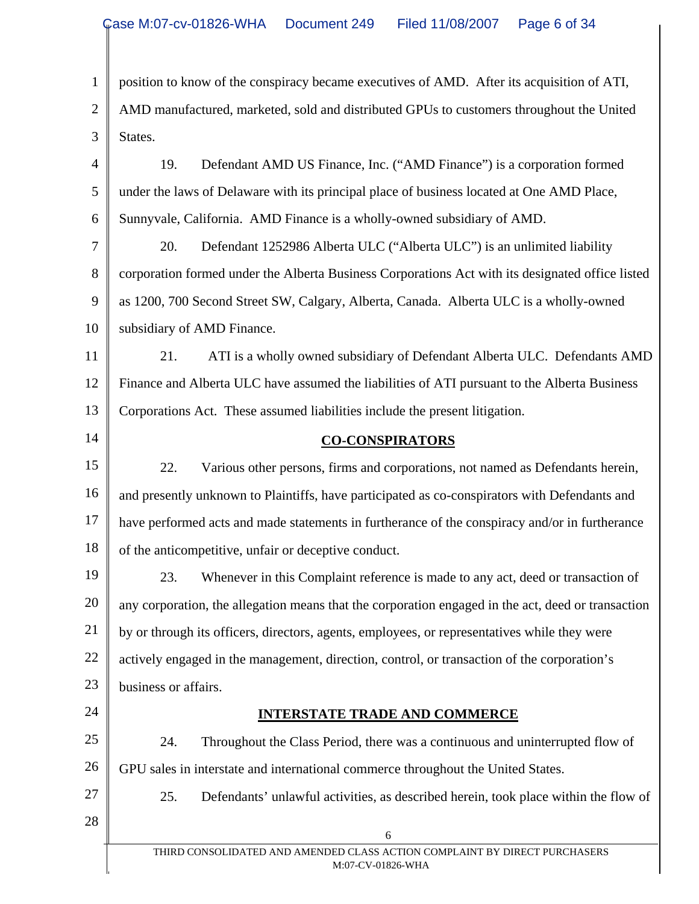position to know of the conspiracy became executives of AMD. After its acquisition of ATI, AMD manufactured, marketed, sold and distributed GPUs to customers throughout the United States.

19. Defendant AMD US Finance, Inc. ("AMD Finance") is a corporation formed under the laws of Delaware with its principal place of business located at One AMD Place, Sunnyvale, California. AMD Finance is a wholly-owned subsidiary of AMD.

20. Defendant 1252986 Alberta ULC ("Alberta ULC") is an unlimited liability corporation formed under the Alberta Business Corporations Act with its designated office listed as 1200, 700 Second Street SW, Calgary, Alberta, Canada. Alberta ULC is a wholly-owned subsidiary of AMD Finance.

21. ATI is a wholly owned subsidiary of Defendant Alberta ULC. Defendants AMD Finance and Alberta ULC have assumed the liabilities of ATI pursuant to the Alberta Business Corporations Act. These assumed liabilities include the present litigation.

## CO-CONSPIRATORS

22. Various other persons, firms and corporations, not named as Defendants herein, and presently unknown to Plaintiffs, have participated as co-conspirators with Defendants and have performed acts and made statements in furtherance of the conspiracy and/or in furtherance of the anticompetitive, unfair or deceptive conduct.

23. Whenever in this Complaint reference is made to any act, deed or transaction of any corporation, the allegation means that the corporation engaged in the act, deed or transaction by or through its officers, directors, agents, employees, or representatives while they were actively engaged in the management, direction, control, or transaction of the corporation's business or affairs.

## INTERSTATE TRADE AND COMMERCE

24. Throughout the Class Period, there was a continuous and uninterrupted flow of GPU sales in interstate and international commerce throughout the United States.

25. Defendants' unlawful activities, as described herein, took place within the flow of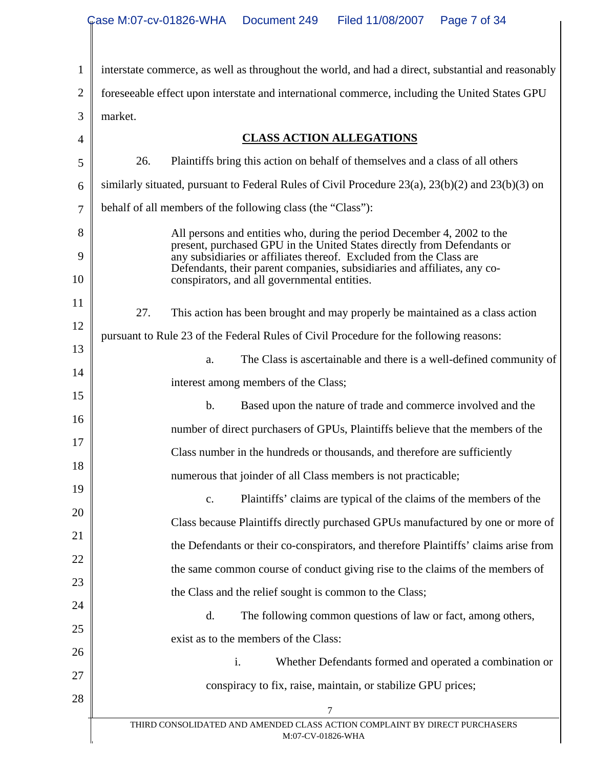interstate commerce, as well as throughout the world, and had a direct, substantial and reasonably foreseeable effect upon interstate and international commerce, including the United States GPU market.

## CLASS ACTION ALLEGATIONS

26. Plaintiffs bring this action on behalf of themselves and a class of all others similarly situated, pursuant to Federal Rules of Civil Procedure 23(a), 23(b)(2) and 23(b)(3) on behalf of all members of the following class (the "Class"):

> All persons and entities who, during the period December 4, 2002 to the present, purchased GPU in the United States directly from Defendants or any subsidiaries or affiliates thereof. Excluded from the Class are Defendants, their parent companies, subsidiaries and affiliates, any co-conspirators, and all governmental entities.

27. This action has been brought and may properly be maintained as a class action pursuant to Rule 23 of the Federal Rules of Civil Procedure for the following reasons:

a. The Class is ascertainable and there is a well-defined community of interest among members of the Class;

b. Based upon the nature of trade and commerce involved and the number of direct purchasers of GPUs, Plaintiffs believe that the members of the Class number in the hundreds or thousands, and therefore are sufficiently numerous that joinder of all Class members is not practicable;

c. Plaintiffs' claims are typical of the claims of the members of the Class because Plaintiffs directly purchased GPUs manufactured by one or more of the Defendants or their co-conspirators, and therefore Plaintiffs' claims arise from the same common course of conduct giving rise to the claims of the members of the Class and the relief sought is common to the Class;

d. The following common questions of law or fact, among others, exist as to the members of the Class:

i. Whether Defendants formed and operated a combination or conspiracy to fix, raise, maintain, or stabilize GPU prices;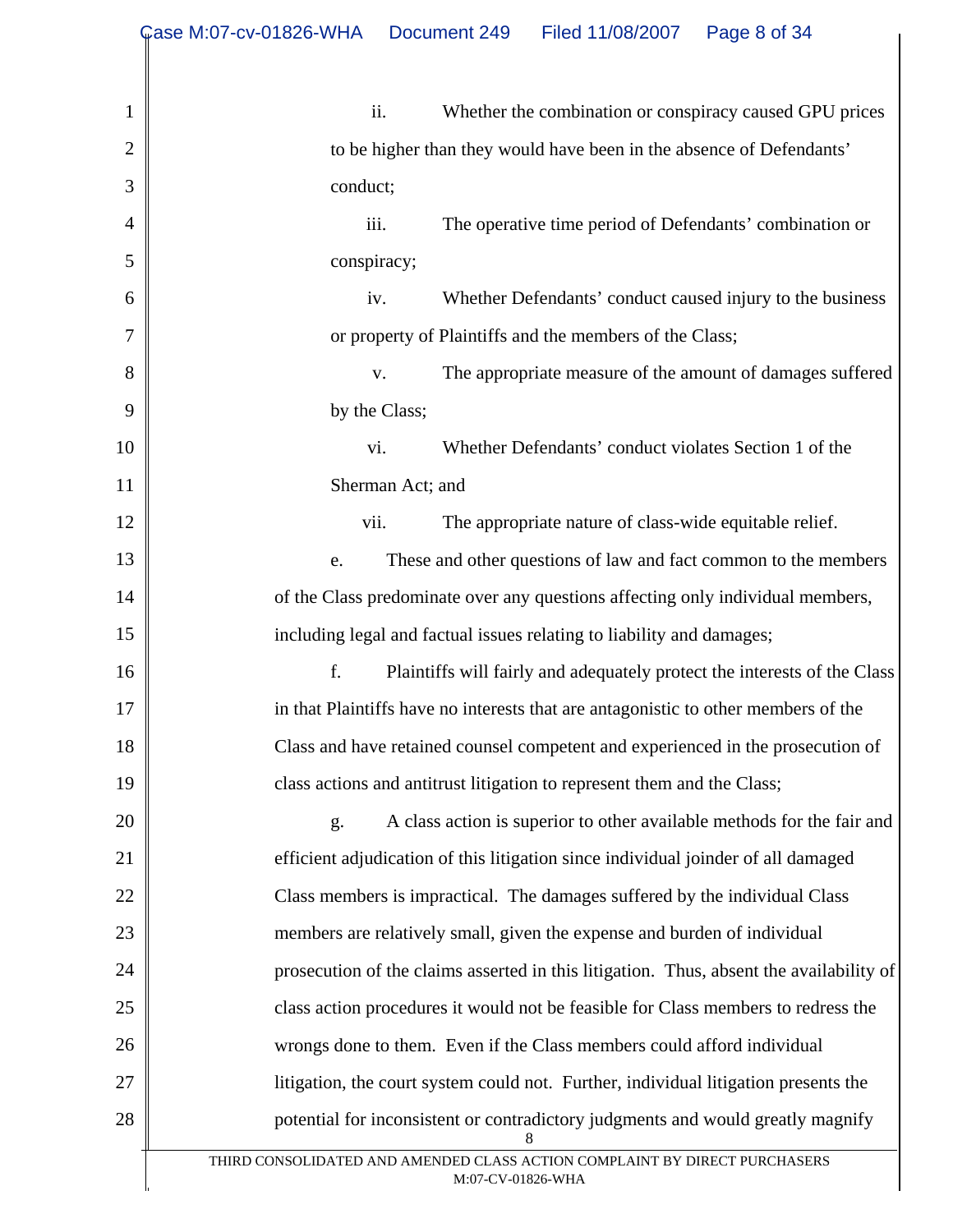ii. Whether the combination or conspiracy caused GPU prices to be higher than they would have been in the absence of Defendants' conduct;

iii. The operative time period of Defendants' combination or conspiracy;

iv. Whether Defendants' conduct caused injury to the business or property of Plaintiffs and the members of the Class;

v. The appropriate measure of the amount of damages suffered by the Class;

vi. Whether Defendants' conduct violates Section 1 of the Sherman Act; and

vii. The appropriate nature of class-wide equitable relief.

e. These and other questions of law and fact common to the members of the Class predominate over any questions affecting only individual members, including legal and factual issues relating to liability and damages;

f. Plaintiffs will fairly and adequately protect the interests of the Class in that Plaintiffs have no interests that are antagonistic to other members of the Class and have retained counsel competent and experienced in the prosecution of class actions and antitrust litigation to represent them and the Class;

g. A class action is superior to other available methods for the fair and efficient adjudication of this litigation since individual joinder of all damaged Class members is impractical. The damages suffered by the individual Class members are relatively small, given the expense and burden of individual prosecution of the claims asserted in this litigation. Thus, absent the availability of class action procedures it would not be feasible for Class members to redress the wrongs done to them. Even if the Class members could afford individual litigation, the court system could not. Further, individual litigation presents the potential for inconsistent or contradictory judgments and would greatly magnify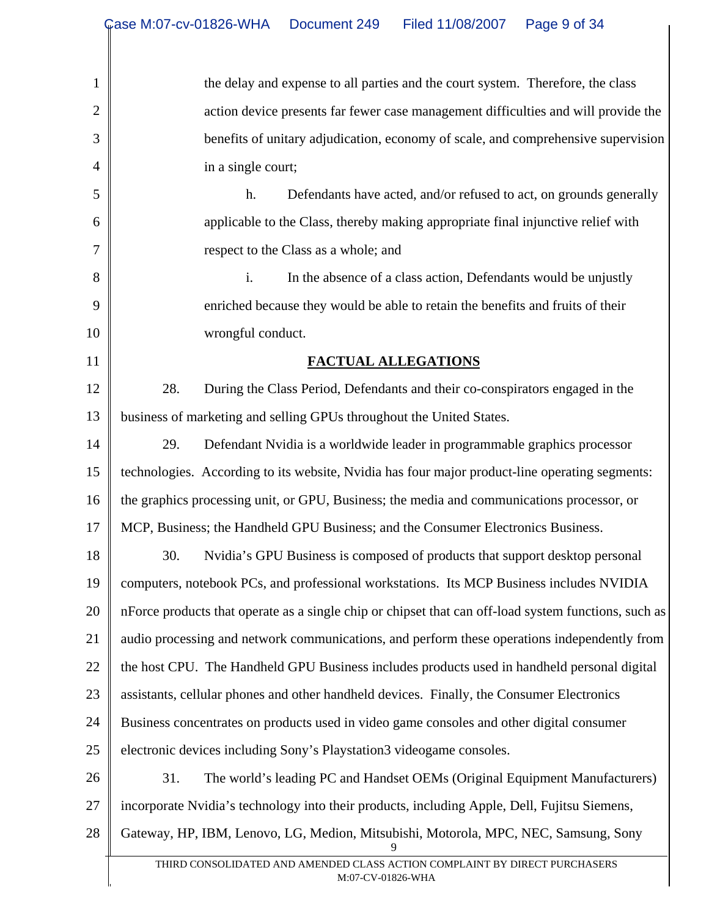the delay and expense to all parties and the court system. Therefore, the class action device presents far fewer case management difficulties and will provide the benefits of unitary adjudication, economy of scale, and comprehensive supervision in a single court;

h. Defendants have acted, and/or refused to act, on grounds generally applicable to the Class, thereby making appropriate final injunctive relief with respect to the Class as a whole; and

i. In the absence of a class action, Defendants would be unjustly enriched because they would be able to retain the benefits and fruits of their wrongful conduct.

## FACTUAL ALLEGATIONS

28. During the Class Period, Defendants and their co-conspirators engaged in the business of marketing and selling GPUs throughout the United States.

29. Defendant Nvidia is a worldwide leader in programmable graphics processor technologies. According to its website, Nvidia has four major product-line operating segments: the graphics processing unit, or GPU, Business; the media and communications processor, or MCP, Business; the Handheld GPU Business; and the Consumer Electronics Business.

30. Nvidia's GPU Business is composed of products that support desktop personal computers, notebook PCs, and professional workstations. Its MCP Business includes NVIDIA nForce products that operate as a single chip or chipset that can off-load system functions, such as audio processing and network communications, and perform these operations independently from the host CPU. The Handheld GPU Business includes products used in handheld personal digital assistants, cellular phones and other handheld devices. Finally, the Consumer Electronics Business concentrates on products used in video game consoles and other digital consumer electronic devices including Sony's Playstation3 videogame consoles.

31. The world's leading PC and Handset OEMs (Original Equipment Manufacturers) incorporate Nvidia's technology into their products, including Apple, Dell, Fujitsu Siemens, Gateway, HP, IBM, Lenovo, LG, Medion, Mitsubishi, Motorola, MPC, NEC, Samsung, Sony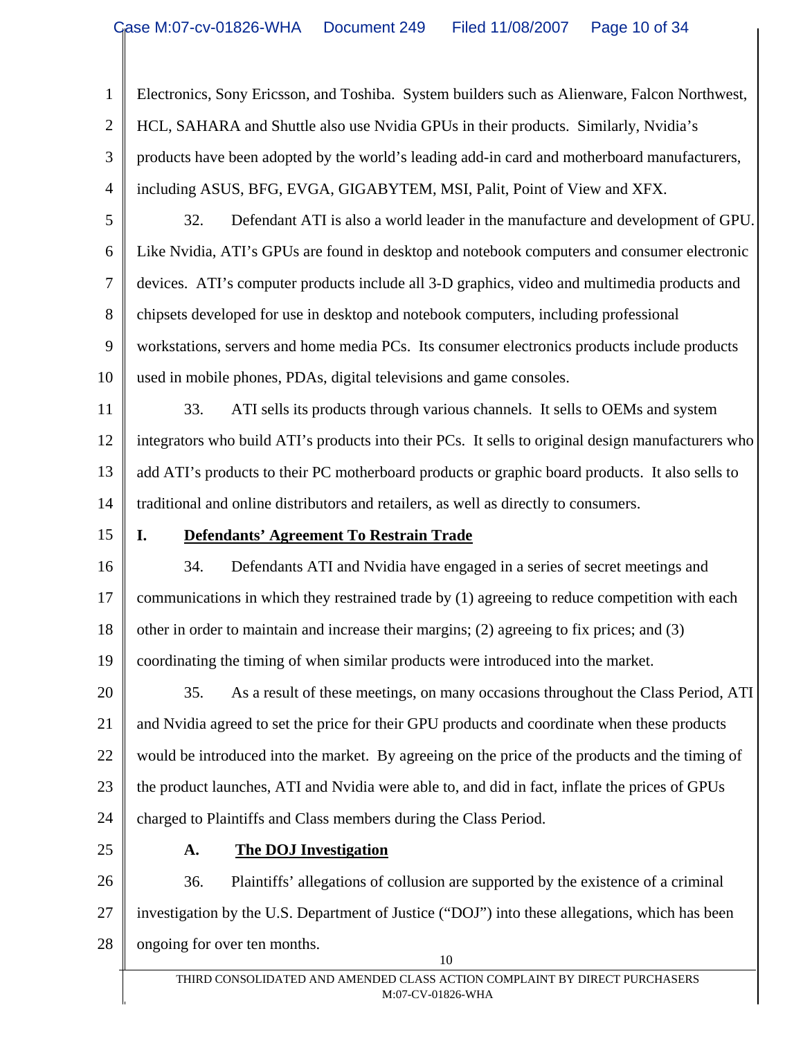Electronics, Sony Ericsson, and Toshiba. System builders such as Alienware, Falcon Northwest, HCL, SAHARA and Shuttle also use Nvidia GPUs in their products. Similarly, Nvidia's products have been adopted by the world's leading add-in card and motherboard manufacturers, including ASUS, BFG, EVGA, GIGABYTEM, MSI, Palit, Point of View and XFX.

32. Defendant ATI is also a world leader in the manufacture and development of GPU. Like Nvidia, ATI's GPUs are found in desktop and notebook computers and consumer electronic devices. ATI's computer products include all 3-D graphics, video and multimedia products and chipsets developed for use in desktop and notebook computers, including professional workstations, servers and home media PCs. Its consumer electronics products include products used in mobile phones, PDAs, digital televisions and game consoles.

33. ATI sells its products through various channels. It sells to OEMs and system integrators who build ATI's products into their PCs. It sells to original design manufacturers who add ATI's products to their PC motherboard products or graphic board products. It also sells to traditional and online distributors and retailers, as well as directly to consumers.

## I. Defendants' Agreement To Restrain Trade

34. Defendants ATI and Nvidia have engaged in a series of secret meetings and communications in which they restrained trade by (1) agreeing to reduce competition with each other in order to maintain and increase their margins; (2) agreeing to fix prices; and (3) coordinating the timing of when similar products were introduced into the market.

35. As a result of these meetings, on many occasions throughout the Class Period, ATI and Nvidia agreed to set the price for their GPU products and coordinate when these products would be introduced into the market. By agreeing on the price of the products and the timing of the product launches, ATI and Nvidia were able to, and did in fact, inflate the prices of GPUs charged to Plaintiffs and Class members during the Class Period.

### A. The DOJ Investigation

36. Plaintiffs' allegations of collusion are supported by the existence of a criminal investigation by the U.S. Department of Justice ("DOJ") into these allegations, which has been ongoing for over ten months.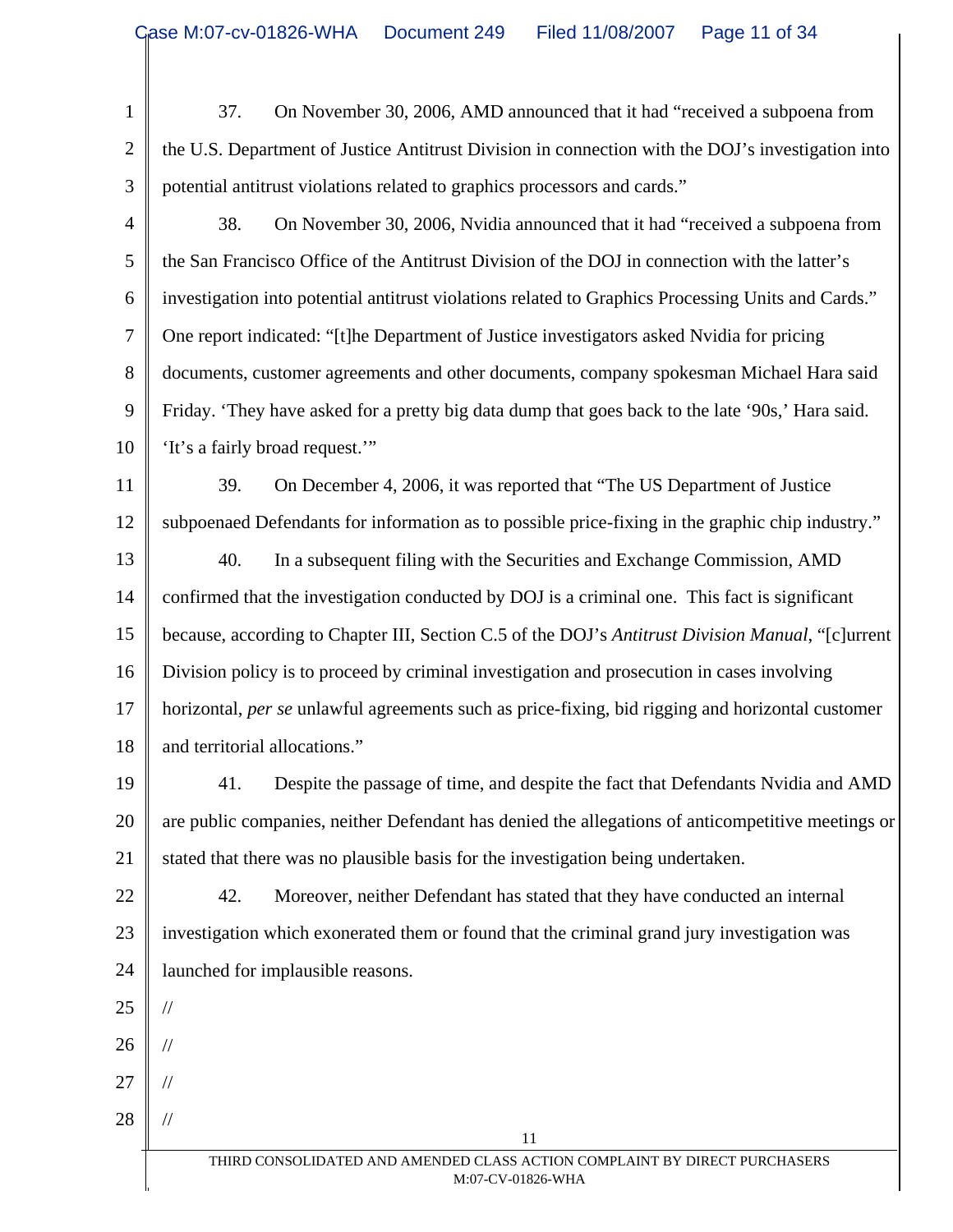37. On November 30, 2006, AMD announced that it had "received a subpoena from the U.S. Department of Justice Antitrust Division in connection with the DOJ's investigation into potential antitrust violations related to graphics processors and cards."

38. On November 30, 2006, Nvidia announced that it had "received a subpoena from the San Francisco Office of the Antitrust Division of the DOJ in connection with the latter's investigation into potential antitrust violations related to Graphics Processing Units and Cards." One report indicated: "[t]he Department of Justice investigators asked Nvidia for pricing documents, customer agreements and other documents, company spokesman Michael Hara said Friday. 'They have asked for a pretty big data dump that goes back to the late '90s,' Hara said. 'It's a fairly broad request.'"

39. On December 4, 2006, it was reported that "The US Department of Justice subpoenaed Defendants for information as to possible price-fixing in the graphic chip industry."

40. In a subsequent filing with the Securities and Exchange Commission, AMD confirmed that the investigation conducted by DOJ is a criminal one. This fact is significant because, according to Chapter III, Section C.5 of the DOJ's *Antitrust Division Manual*, "[c]urrent Division policy is to proceed by criminal investigation and prosecution in cases involving horizontal, *per se* unlawful agreements such as price-fixing, bid rigging and horizontal customer and territorial allocations."

41. Despite the passage of time, and despite the fact that Defendants Nvidia and AMD are public companies, neither Defendant has denied the allegations of anticompetitive meetings or stated that there was no plausible basis for the investigation being undertaken.

42. Moreover, neither Defendant has stated that they have conducted an internal investigation which exonerated them or found that the criminal grand jury investigation was launched for implausible reasons.

//

//

//

//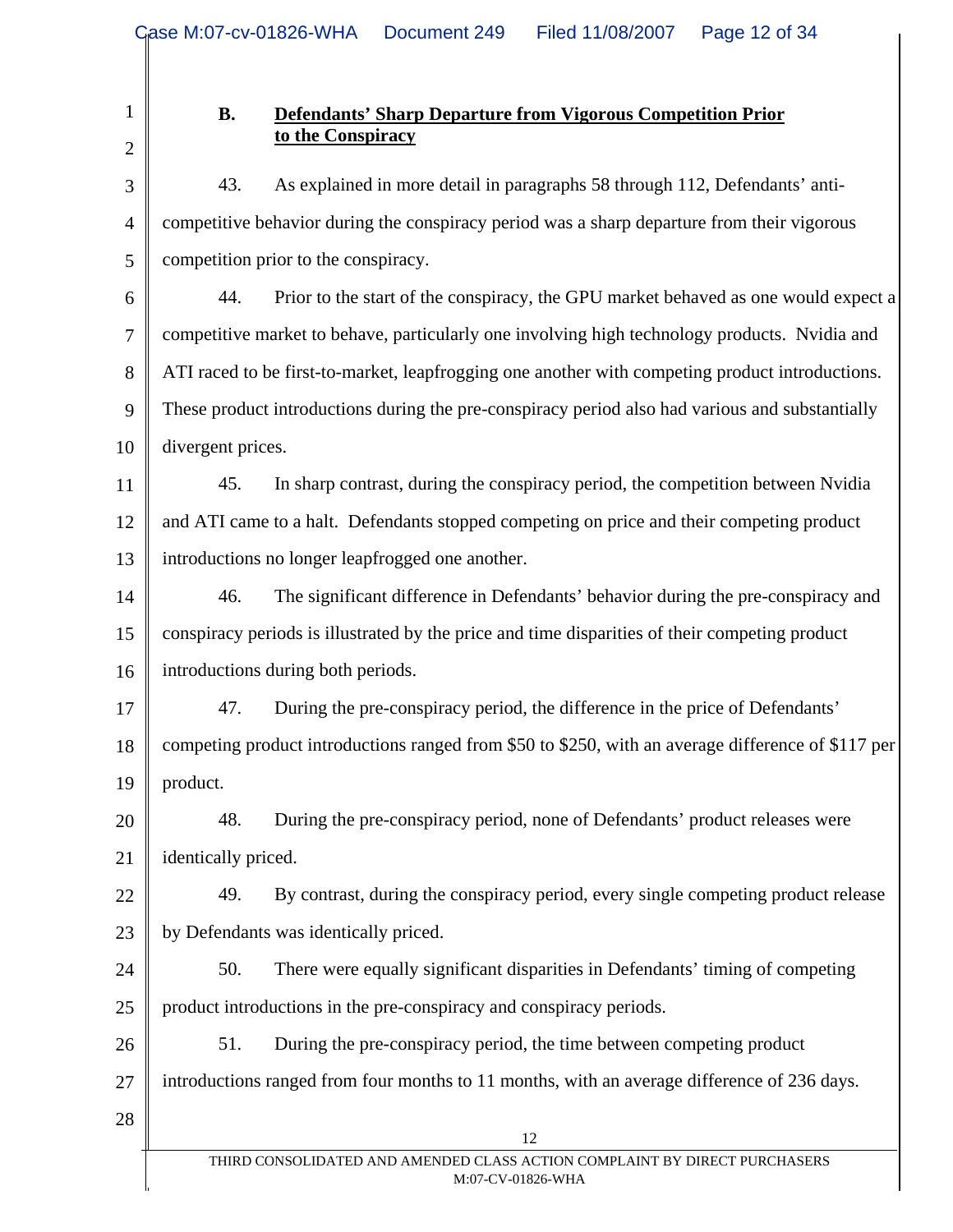### B. **Defendants' Sharp Departure from Vigorous Competition Prior to the Conspiracy**

43. As explained in more detail in paragraphs 58 through 112, Defendants' anti-competitive behavior during the conspiracy period was a sharp departure from their vigorous competition prior to the conspiracy.

44. Prior to the start of the conspiracy, the GPU market behaved as one would expect a competitive market to behave, particularly one involving high technology products. Nvidia and ATI raced to be first-to-market, leapfrogging one another with competing product introductions. These product introductions during the pre-conspiracy period also had various and substantially divergent prices.

45. In sharp contrast, during the conspiracy period, the competition between Nvidia and ATI came to a halt. Defendants stopped competing on price and their competing product introductions no longer leapfrogged one another.

46. The significant difference in Defendants' behavior during the pre-conspiracy and conspiracy periods is illustrated by the price and time disparities of their competing product introductions during both periods.

47. During the pre-conspiracy period, the difference in the price of Defendants' competing product introductions ranged from $50 to $250, with an average difference of $117 per product.

48. During the pre-conspiracy period, none of Defendants' product releases were identically priced.

49. By contrast, during the conspiracy period, every single competing product release by Defendants was identically priced.

50. There were equally significant disparities in Defendants' timing of competing product introductions in the pre-conspiracy and conspiracy periods.

51. During the pre-conspiracy period, the time between competing product introductions ranged from four months to 11 months, with an average difference of 236 days.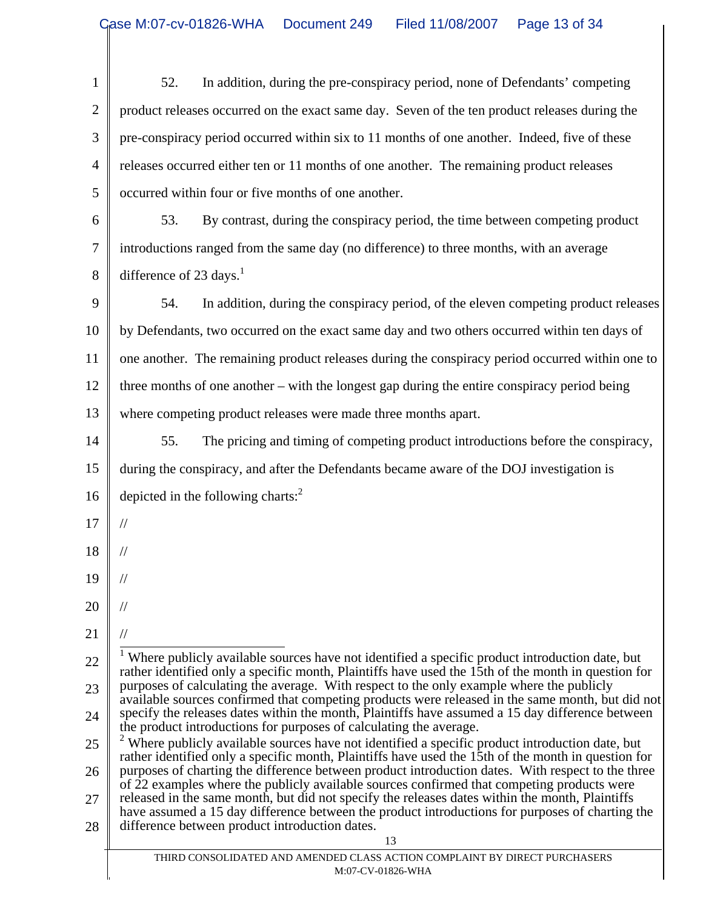52. In addition, during the pre-conspiracy period, none of Defendants' competing product releases occurred on the exact same day. Seven of the ten product releases during the pre-conspiracy period occurred within six to 11 months of one another. Indeed, five of these releases occurred either ten or 11 months of one another. The remaining product releases occurred within four or five months of one another.

53. By contrast, during the conspiracy period, the time between competing product introductions ranged from the same day (no difference) to three months, with an average difference of 23 days.[1]

54. In addition, during the conspiracy period, of the eleven competing product releases by Defendants, two occurred on the exact same day and two others occurred within ten days of one another. The remaining product releases during the conspiracy period occurred within one to three months of one another – with the longest gap during the entire conspiracy period being where competing product releases were made three months apart.

55. The pricing and timing of competing product introductions before the conspiracy, during the conspiracy, and after the Defendants became aware of the DOJ investigation is depicted in the following charts:[2]

//

//

//

//

//

---

[1] Where publicly available sources have not identified a specific product introduction date, but rather identified only a specific month, Plaintiffs have used the 15th of the month in question for purposes of calculating the average. With respect to the only example where the publicly available sources confirmed that competing products were released in the same month, but did not specify the releases dates within the month, Plaintiffs have assumed a 15 day difference between the product introductions for purposes of calculating the average.

[2] Where publicly available sources have not identified a specific product introduction date, but rather identified only a specific month, Plaintiffs have used the 15th of the month in question for purposes of charting the difference between product introduction dates. With respect to the three of 22 examples where the publicly available sources confirmed that competing products were released in the same month, but did not specify the releases dates within the month, Plaintiffs have assumed a 15 day difference between the product introductions for purposes of charting the difference between product introduction dates.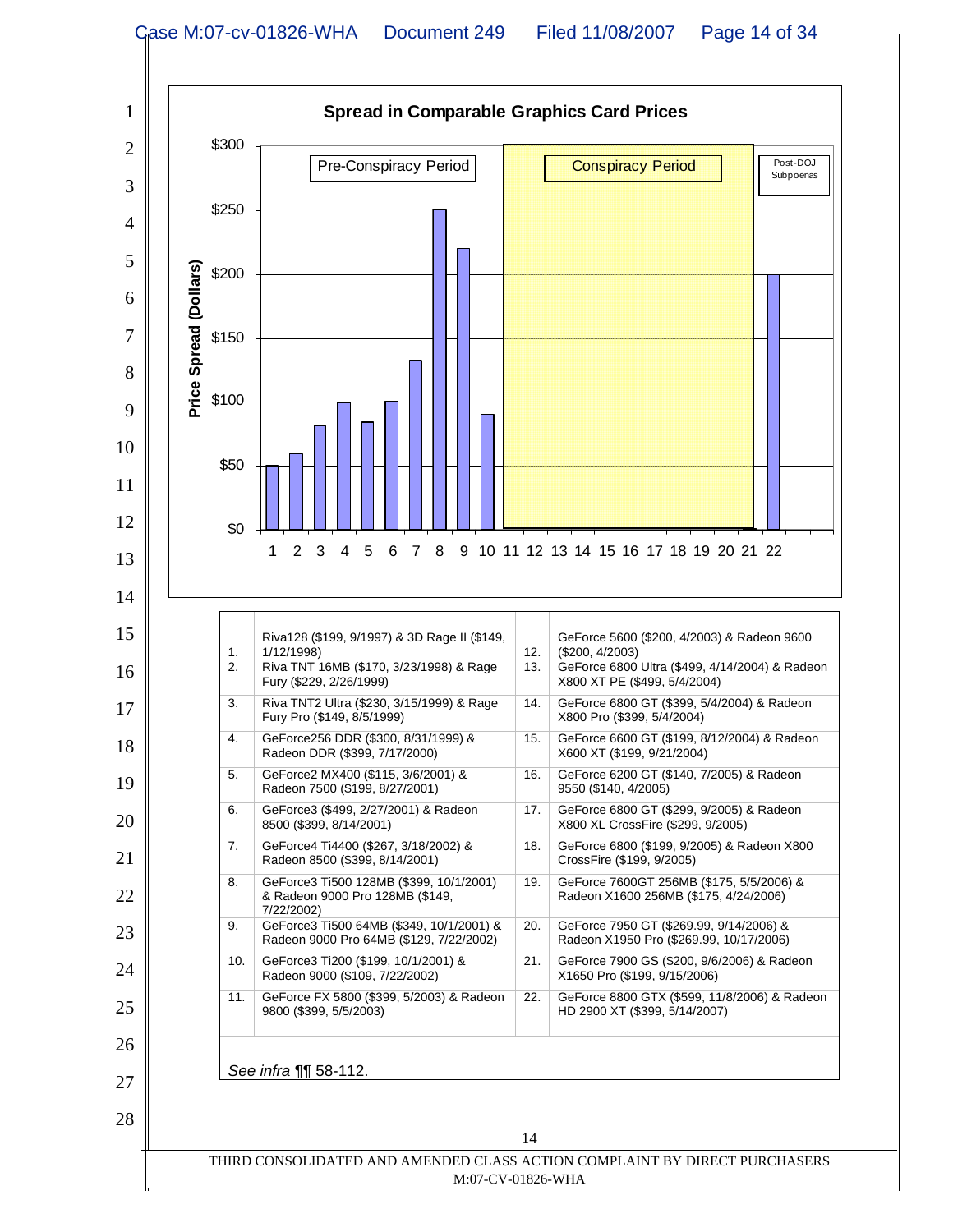**Spread in Comparable Graphics Card Prices**

Pre-Conspiracy Period | Conspiracy Period | Post-DOJ Subpoenas

Price Spread (Dollars)

$300, $250, $200, $150, $100, $50, $0

1 2 3 4 5 6 7 8 9 10 11 12 13 14 15 16 17 18 19 20 21 22

| | | | |
|---|---|---|---|
| 1. | Riva128 ($199, 9/1997) & 3D Rage II ($149, 1/12/1998) | 12. | GeForce 5600 ($200, 4/2003) & Radeon 9600 ($200, 4/2003) |
| 2. | Riva TNT 16MB ($170, 3/23/1998) & Rage Fury ($229, 2/26/1999) | 13. | GeForce 6800 Ultra ($499, 4/14/2004) & Radeon X800 XT PE ($499, 5/4/2004) |
| 3. | Riva TNT2 Ultra ($230, 3/15/1999) & Rage Fury Pro ($149, 8/5/1999) | 14. | GeForce 6800 GT ($399, 5/4/2004) & Radeon X800 Pro ($399, 5/4/2004) |
| 4. | GeForce256 DDR ($300, 8/31/1999) & Radeon DDR ($399, 7/17/2000) | 15. | GeForce 6600 GT ($199, 8/12/2004) & Radeon X600 XT ($199, 9/21/2004) |
| 5. | GeForce2 MX400 ($115, 3/6/2001) & Radeon 7500 ($199, 8/27/2001) | 16. | GeForce 6200 GT ($140, 7/2005) & Radeon 9550 ($140, 4/2005) |
| 6. | GeForce3 ($499, 2/27/2001) & Radeon 8500 ($399, 8/14/2001) | 17. | GeForce 6800 GT ($299, 9/2005) & Radeon X800 XL CrossFire ($299, 9/2005) |
| 7. | GeForce4 Ti4400 ($267, 3/18/2002) & Radeon 8500 ($399, 8/14/2001) | 18. | GeForce 6800 ($199, 9/2005) & Radeon X800 CrossFire ($199, 9/2005) |
| 8. | GeForce3 Ti500 128MB ($399, 10/1/2001) & Radeon 9000 Pro 128MB ($149, 7/22/2002) | 19. | GeForce 7600GT 256MB ($175, 5/5/2006) & Radeon X1600 256MB ($175, 4/24/2006) |
| 9. | GeForce3 Ti500 64MB ($349, 10/1/2001) & Radeon 9000 Pro 64MB ($129, 7/22/2002) | 20. | GeForce 7950 GT ($269.99, 9/14/2006) & Radeon X1950 Pro ($269.99, 10/17/2006) |
| 10. | GeForce3 Ti200 ($199, 10/1/2001) & Radeon 9000 ($109, 7/22/2002) | 21. | GeForce 7900 GS ($200, 9/6/2006) & Radeon X1650 Pro ($199, 9/15/2006) |
| 11. | GeForce FX 5800 ($399, 5/2003) & Radeon 9800 ($399, 5/5/2003) | 22. | GeForce 8800 GTX ($599, 11/8/2006) & Radeon HD 2900 XT ($399, 5/14/2007) |

*See infra* ¶¶ 58-112.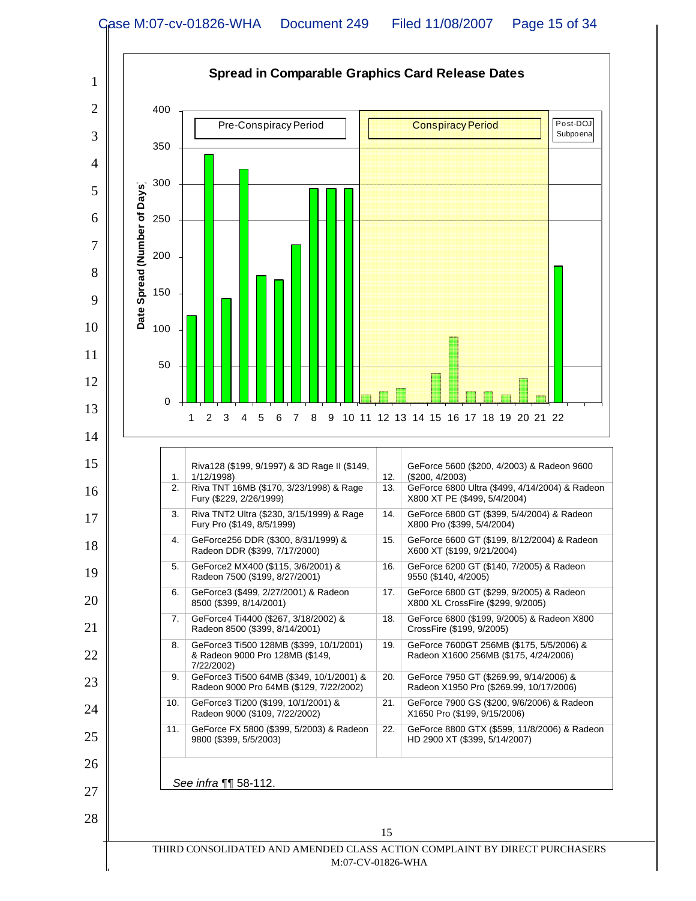**Spread in Comparable Graphics Card Release Dates**

Pre-Conspiracy Period | Conspiracy Period | Post-DOJ Subpoena

Date Spread (Number of Days)

| | | | |
|---|---|---|---|
| 1. | Riva128 ($199, 9/1997) & 3D Rage II ($149, 1/12/1998) | 12. | GeForce 5600 ($200, 4/2003) & Radeon 9600 ($200, 4/2003) |
| 2. | Riva TNT 16MB ($170, 3/23/1998) & Rage Fury ($229, 2/26/1999) | 13. | GeForce 6800 Ultra ($499, 4/14/2004) & Radeon X800 XT PE ($499, 5/4/2004) |
| 3. | Riva TNT2 Ultra ($230, 3/15/1999) & Rage Fury Pro ($149, 8/5/1999) | 14. | GeForce 6800 GT ($399, 5/4/2004) & Radeon X800 Pro ($399, 5/4/2004) |
| 4. | GeForce256 DDR ($300, 8/31/1999) & Radeon DDR ($399, 7/17/2000) | 15. | GeForce 6600 GT ($199, 8/12/2004) & Radeon X600 XT ($199, 9/21/2004) |
| 5. | GeForce2 MX400 ($115, 3/6/2001) & Radeon 7500 ($199, 8/27/2001) | 16. | GeForce 6200 GT ($140, 7/2005) & Radeon 9550 ($140, 4/2005) |
| 6. | GeForce3 ($499, 2/27/2001) & Radeon 8500 ($399, 8/14/2001) | 17. | GeForce 6800 GT ($299, 9/2005) & Radeon X800 XL CrossFire ($299, 9/2005) |
| 7. | GeForce4 Ti4400 ($267, 3/18/2002) & Radeon 8500 ($399, 8/14/2001) | 18. | GeForce 6800 ($199, 9/2005) & Radeon X800 CrossFire ($199, 9/2005) |
| 8. | GeForce3 Ti500 128MB ($399, 10/1/2001) & Radeon 9000 Pro 128MB ($149, 7/22/2002) | 19. | GeForce 7600GT 256MB ($175, 5/5/2006) & Radeon X1600 256MB ($175, 4/24/2006) |
| 9. | GeForce3 Ti500 64MB ($349, 10/1/2001) & Radeon 9000 Pro 64MB ($129, 7/22/2002) | 20. | GeForce 7950 GT ($269.99, 9/14/2006) & Radeon X1950 Pro ($269.99, 10/17/2006) |
| 10. | GeForce3 Ti200 ($199, 10/1/2001) & Radeon 9000 ($109, 7/22/2002) | 21. | GeForce 7900 GS ($200, 9/6/2006) & Radeon X1650 Pro ($199, 9/15/2006) |
| 11. | GeForce FX 5800 ($399, 5/2003) & Radeon 9800 ($399, 5/5/2003) | 22. | GeForce 8800 GTX ($599, 11/8/2006) & Radeon HD 2900 XT ($399, 5/14/2007) |

*See infra* ¶¶ 58-112.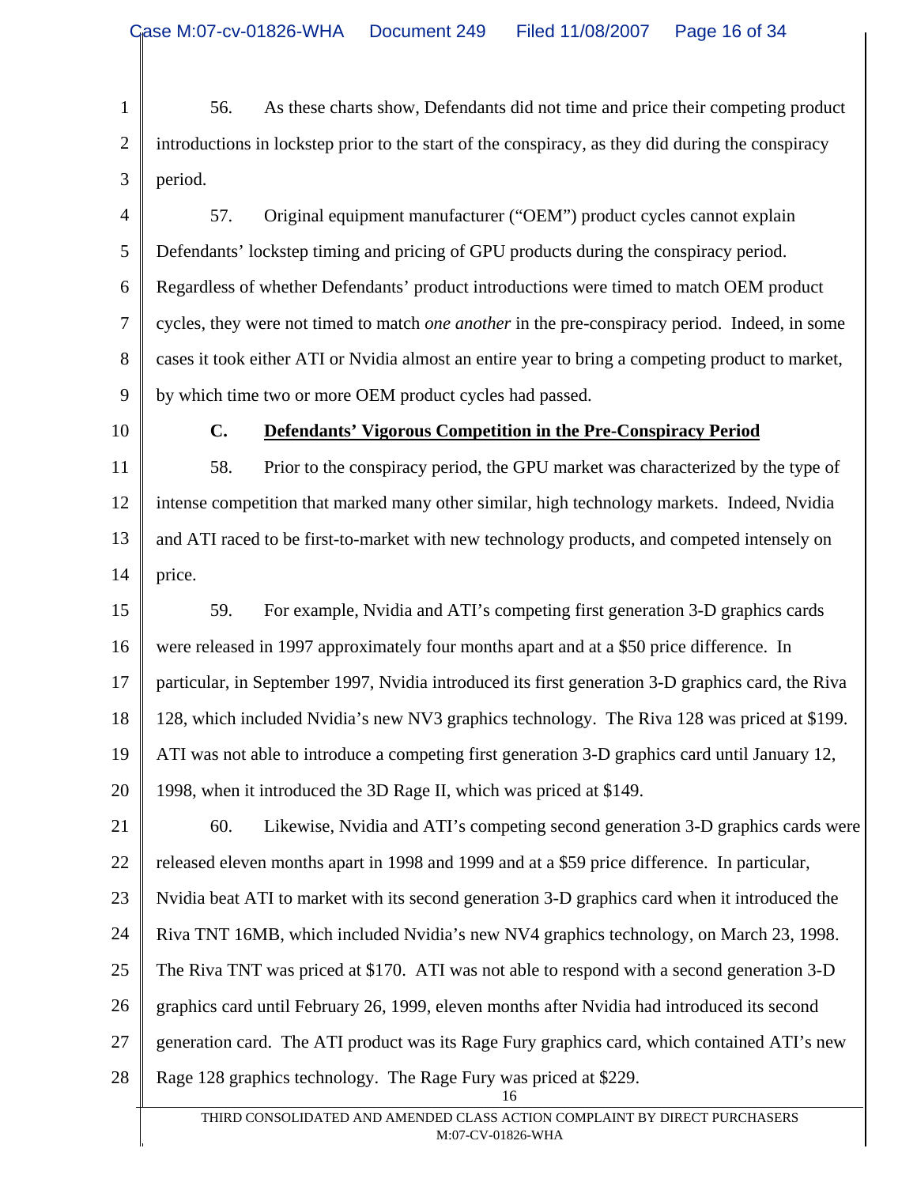56. As these charts show, Defendants did not time and price their competing product introductions in lockstep prior to the start of the conspiracy, as they did during the conspiracy period.

57. Original equipment manufacturer ("OEM") product cycles cannot explain Defendants' lockstep timing and pricing of GPU products during the conspiracy period. Regardless of whether Defendants' product introductions were timed to match OEM product cycles, they were not timed to match *one another* in the pre-conspiracy period. Indeed, in some cases it took either ATI or Nvidia almost an entire year to bring a competing product to market, by which time two or more OEM product cycles had passed.

### C. Defendants' Vigorous Competition in the Pre-Conspiracy Period

58. Prior to the conspiracy period, the GPU market was characterized by the type of intense competition that marked many other similar, high technology markets. Indeed, Nvidia and ATI raced to be first-to-market with new technology products, and competed intensely on price.

59. For example, Nvidia and ATI's competing first generation 3-D graphics cards were released in 1997 approximately four months apart and at a $50 price difference. In particular, in September 1997, Nvidia introduced its first generation 3-D graphics card, the Riva 128, which included Nvidia's new NV3 graphics technology. The Riva 128 was priced at $199. ATI was not able to introduce a competing first generation 3-D graphics card until January 12, 1998, when it introduced the 3D Rage II, which was priced at $149.

60. Likewise, Nvidia and ATI's competing second generation 3-D graphics cards were released eleven months apart in 1998 and 1999 and at a $59 price difference. In particular, Nvidia beat ATI to market with its second generation 3-D graphics card when it introduced the Riva TNT 16MB, which included Nvidia's new NV4 graphics technology, on March 23, 1998. The Riva TNT was priced at $170. ATI was not able to respond with a second generation 3-D graphics card until February 26, 1999, eleven months after Nvidia had introduced its second generation card. The ATI product was its Rage Fury graphics card, which contained ATI's new Rage 128 graphics technology. The Rage Fury was priced at $229.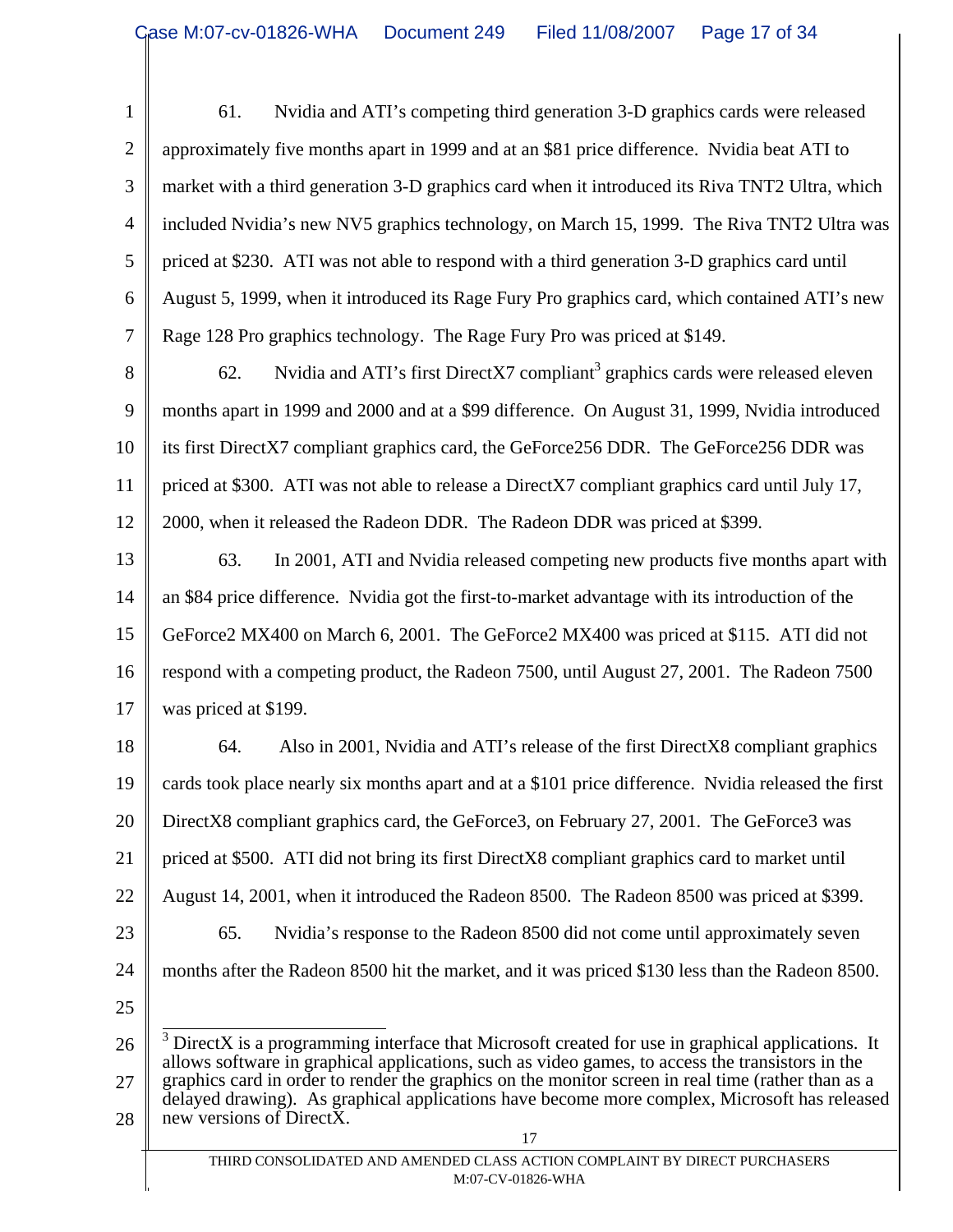61. Nvidia and ATI's competing third generation 3-D graphics cards were released approximately five months apart in 1999 and at an $81 price difference. Nvidia beat ATI to market with a third generation 3-D graphics card when it introduced its Riva TNT2 Ultra, which included Nvidia's new NV5 graphics technology, on March 15, 1999. The Riva TNT2 Ultra was priced at $230. ATI was not able to respond with a third generation 3-D graphics card until August 5, 1999, when it introduced its Rage Fury Pro graphics card, which contained ATI's new Rage 128 Pro graphics technology. The Rage Fury Pro was priced at $149.

62. Nvidia and ATI's first DirectX7 compliant[3] graphics cards were released eleven months apart in 1999 and 2000 and at a $99 difference. On August 31, 1999, Nvidia introduced its first DirectX7 compliant graphics card, the GeForce256 DDR. The GeForce256 DDR was priced at $300. ATI was not able to release a DirectX7 compliant graphics card until July 17, 2000, when it released the Radeon DDR. The Radeon DDR was priced at $399.

63. In 2001, ATI and Nvidia released competing new products five months apart with an $84 price difference. Nvidia got the first-to-market advantage with its introduction of the GeForce2 MX400 on March 6, 2001. The GeForce2 MX400 was priced at $115. ATI did not respond with a competing product, the Radeon 7500, until August 27, 2001. The Radeon 7500 was priced at $199.

64. Also in 2001, Nvidia and ATI's release of the first DirectX8 compliant graphics cards took place nearly six months apart and at a $101 price difference. Nvidia released the first DirectX8 compliant graphics card, the GeForce3, on February 27, 2001. The GeForce3 was priced at $500. ATI did not bring its first DirectX8 compliant graphics card to market until August 14, 2001, when it introduced the Radeon 8500. The Radeon 8500 was priced at $399.

65. Nvidia's response to the Radeon 8500 did not come until approximately seven months after the Radeon 8500 hit the market, and it was priced $130 less than the Radeon 8500.

---

[3] DirectX is a programming interface that Microsoft created for use in graphical applications. It allows software in graphical applications, such as video games, to access the transistors in the graphics card in order to render the graphics on the monitor screen in real time (rather than as a delayed drawing). As graphical applications have become more complex, Microsoft has released new versions of DirectX.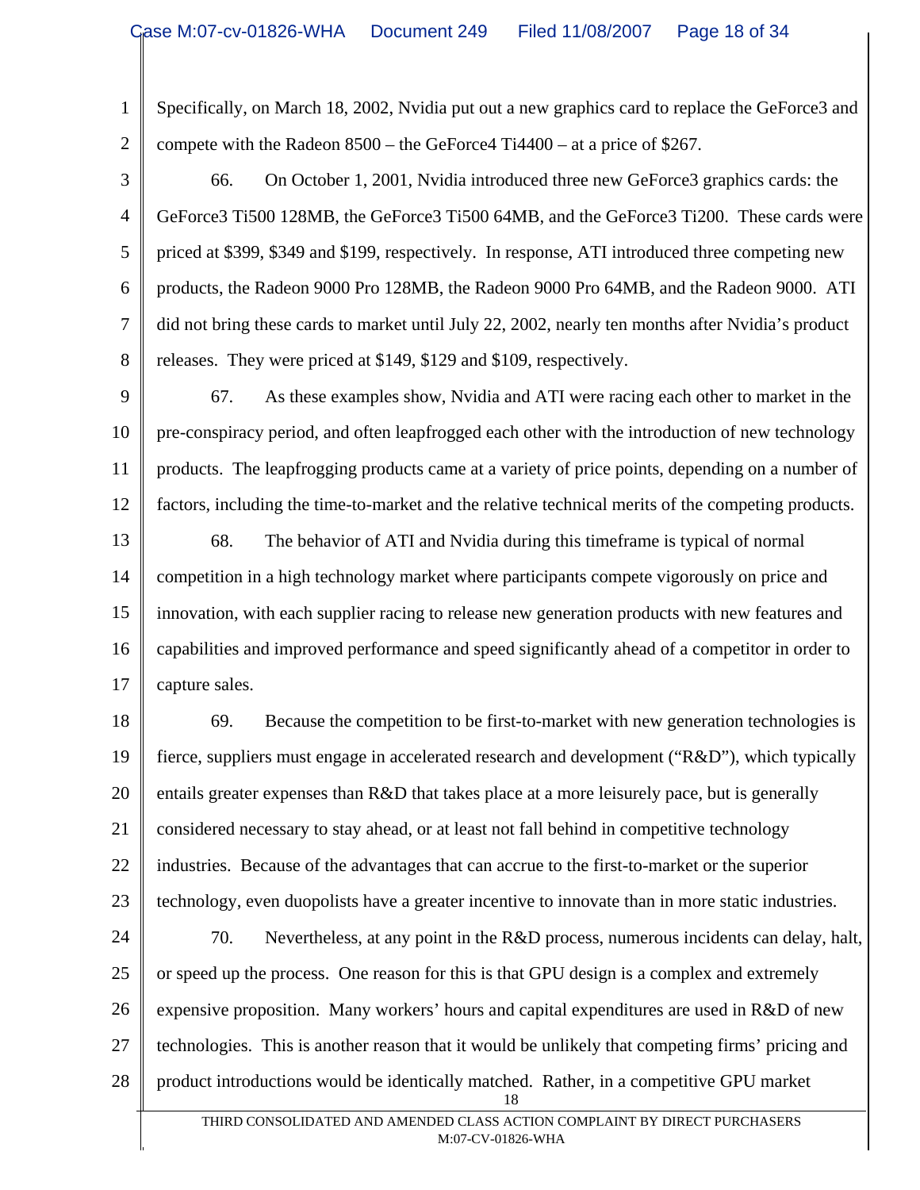Specifically, on March 18, 2002, Nvidia put out a new graphics card to replace the GeForce3 and compete with the Radeon 8500 – the GeForce4 Ti4400 – at a price of $267.

66. On October 1, 2001, Nvidia introduced three new GeForce3 graphics cards: the GeForce3 Ti500 128MB, the GeForce3 Ti500 64MB, and the GeForce3 Ti200. These cards were priced at $399, $349 and $199, respectively. In response, ATI introduced three competing new products, the Radeon 9000 Pro 128MB, the Radeon 9000 Pro 64MB, and the Radeon 9000. ATI did not bring these cards to market until July 22, 2002, nearly ten months after Nvidia's product releases. They were priced at $149, $129 and $109, respectively.

67. As these examples show, Nvidia and ATI were racing each other to market in the pre-conspiracy period, and often leapfrogged each other with the introduction of new technology products. The leapfrogging products came at a variety of price points, depending on a number of factors, including the time-to-market and the relative technical merits of the competing products.

68. The behavior of ATI and Nvidia during this timeframe is typical of normal competition in a high technology market where participants compete vigorously on price and innovation, with each supplier racing to release new generation products with new features and capabilities and improved performance and speed significantly ahead of a competitor in order to capture sales.

69. Because the competition to be first-to-market with new generation technologies is fierce, suppliers must engage in accelerated research and development ("R&D"), which typically entails greater expenses than R&D that takes place at a more leisurely pace, but is generally considered necessary to stay ahead, or at least not fall behind in competitive technology industries. Because of the advantages that can accrue to the first-to-market or the superior technology, even duopolists have a greater incentive to innovate than in more static industries.

70. Nevertheless, at any point in the R&D process, numerous incidents can delay, halt, or speed up the process. One reason for this is that GPU design is a complex and extremely expensive proposition. Many workers' hours and capital expenditures are used in R&D of new technologies. This is another reason that it would be unlikely that competing firms' pricing and product introductions would be identically matched. Rather, in a competitive GPU market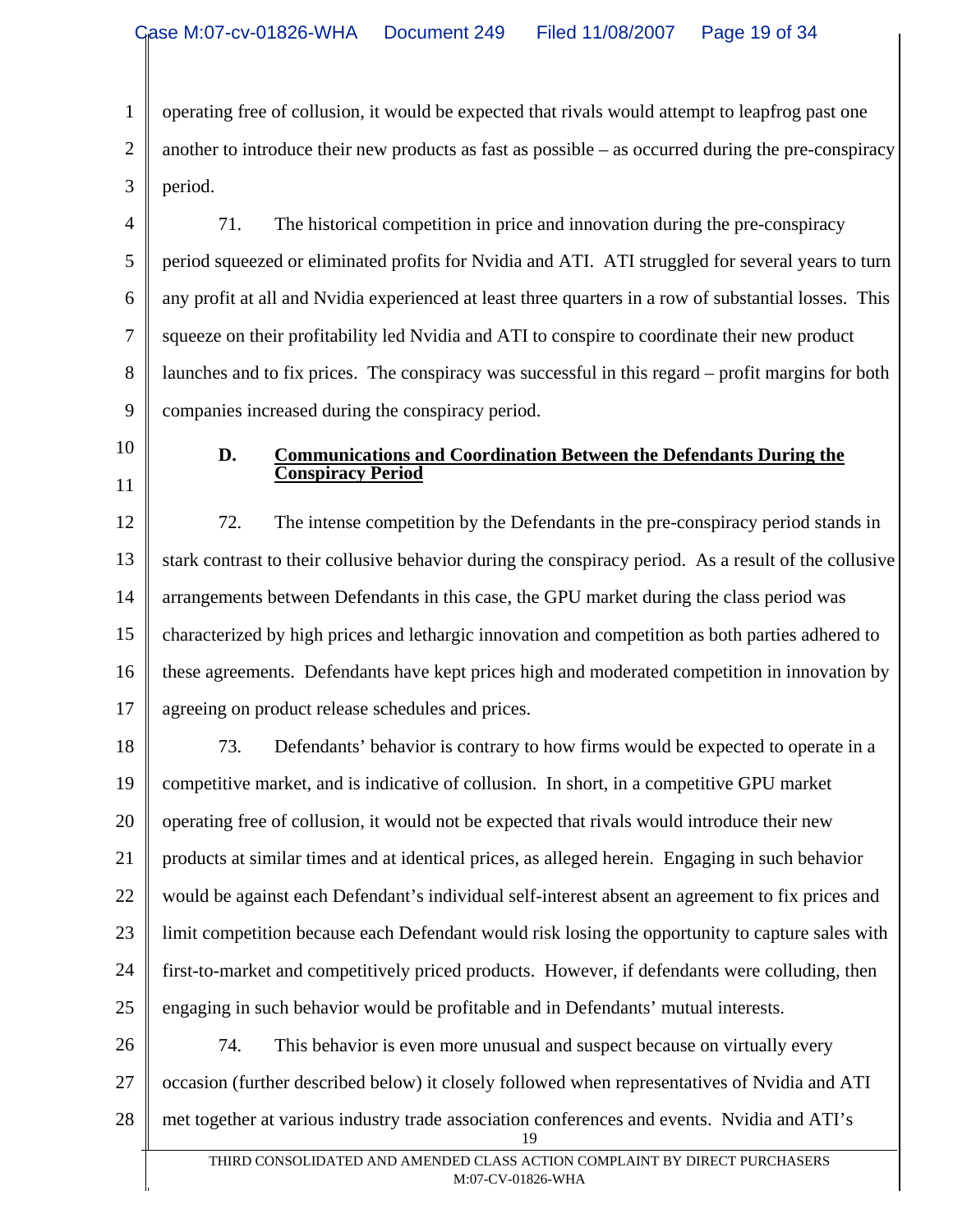operating free of collusion, it would be expected that rivals would attempt to leapfrog past one another to introduce their new products as fast as possible – as occurred during the pre-conspiracy period.

71. The historical competition in price and innovation during the pre-conspiracy period squeezed or eliminated profits for Nvidia and ATI. ATI struggled for several years to turn any profit at all and Nvidia experienced at least three quarters in a row of substantial losses. This squeeze on their profitability led Nvidia and ATI to conspire to coordinate their new product launches and to fix prices. The conspiracy was successful in this regard – profit margins for both companies increased during the conspiracy period.

### D. Communications and Coordination Between the Defendants During the Conspiracy Period

72. The intense competition by the Defendants in the pre-conspiracy period stands in stark contrast to their collusive behavior during the conspiracy period. As a result of the collusive arrangements between Defendants in this case, the GPU market during the class period was characterized by high prices and lethargic innovation and competition as both parties adhered to these agreements. Defendants have kept prices high and moderated competition in innovation by agreeing on product release schedules and prices.

73. Defendants' behavior is contrary to how firms would be expected to operate in a competitive market, and is indicative of collusion. In short, in a competitive GPU market operating free of collusion, it would not be expected that rivals would introduce their new products at similar times and at identical prices, as alleged herein. Engaging in such behavior would be against each Defendant's individual self-interest absent an agreement to fix prices and limit competition because each Defendant would risk losing the opportunity to capture sales with first-to-market and competitively priced products. However, if defendants were colluding, then engaging in such behavior would be profitable and in Defendants' mutual interests.

74. This behavior is even more unusual and suspect because on virtually every occasion (further described below) it closely followed when representatives of Nvidia and ATI met together at various industry trade association conferences and events. Nvidia and ATI's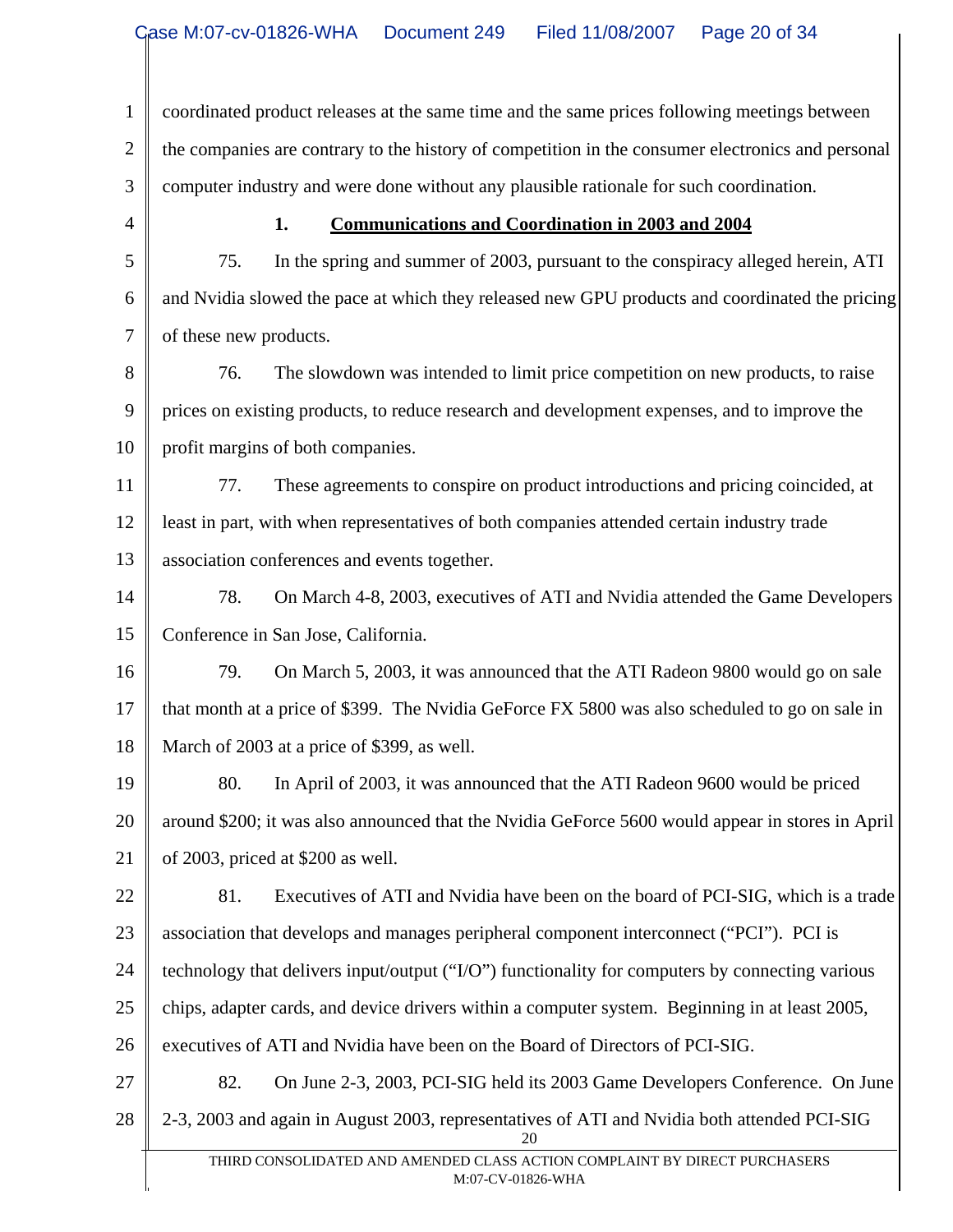coordinated product releases at the same time and the same prices following meetings between the companies are contrary to the history of competition in the consumer electronics and personal computer industry and were done without any plausible rationale for such coordination.

### 1. Communications and Coordination in 2003 and 2004

75. In the spring and summer of 2003, pursuant to the conspiracy alleged herein, ATI and Nvidia slowed the pace at which they released new GPU products and coordinated the pricing of these new products.

76. The slowdown was intended to limit price competition on new products, to raise prices on existing products, to reduce research and development expenses, and to improve the profit margins of both companies.

77. These agreements to conspire on product introductions and pricing coincided, at least in part, with when representatives of both companies attended certain industry trade association conferences and events together.

78. On March 4-8, 2003, executives of ATI and Nvidia attended the Game Developers Conference in San Jose, California.

79. On March 5, 2003, it was announced that the ATI Radeon 9800 would go on sale that month at a price of $399. The Nvidia GeForce FX 5800 was also scheduled to go on sale in March of 2003 at a price of $399, as well.

80. In April of 2003, it was announced that the ATI Radeon 9600 would be priced around $200; it was also announced that the Nvidia GeForce 5600 would appear in stores in April of 2003, priced at $200 as well.

81. Executives of ATI and Nvidia have been on the board of PCI-SIG, which is a trade association that develops and manages peripheral component interconnect ("PCI"). PCI is technology that delivers input/output ("I/O") functionality for computers by connecting various chips, adapter cards, and device drivers within a computer system. Beginning in at least 2005, executives of ATI and Nvidia have been on the Board of Directors of PCI-SIG.

82. On June 2-3, 2003, PCI-SIG held its 2003 Game Developers Conference. On June 2-3, 2003 and again in August 2003, representatives of ATI and Nvidia both attended PCI-SIG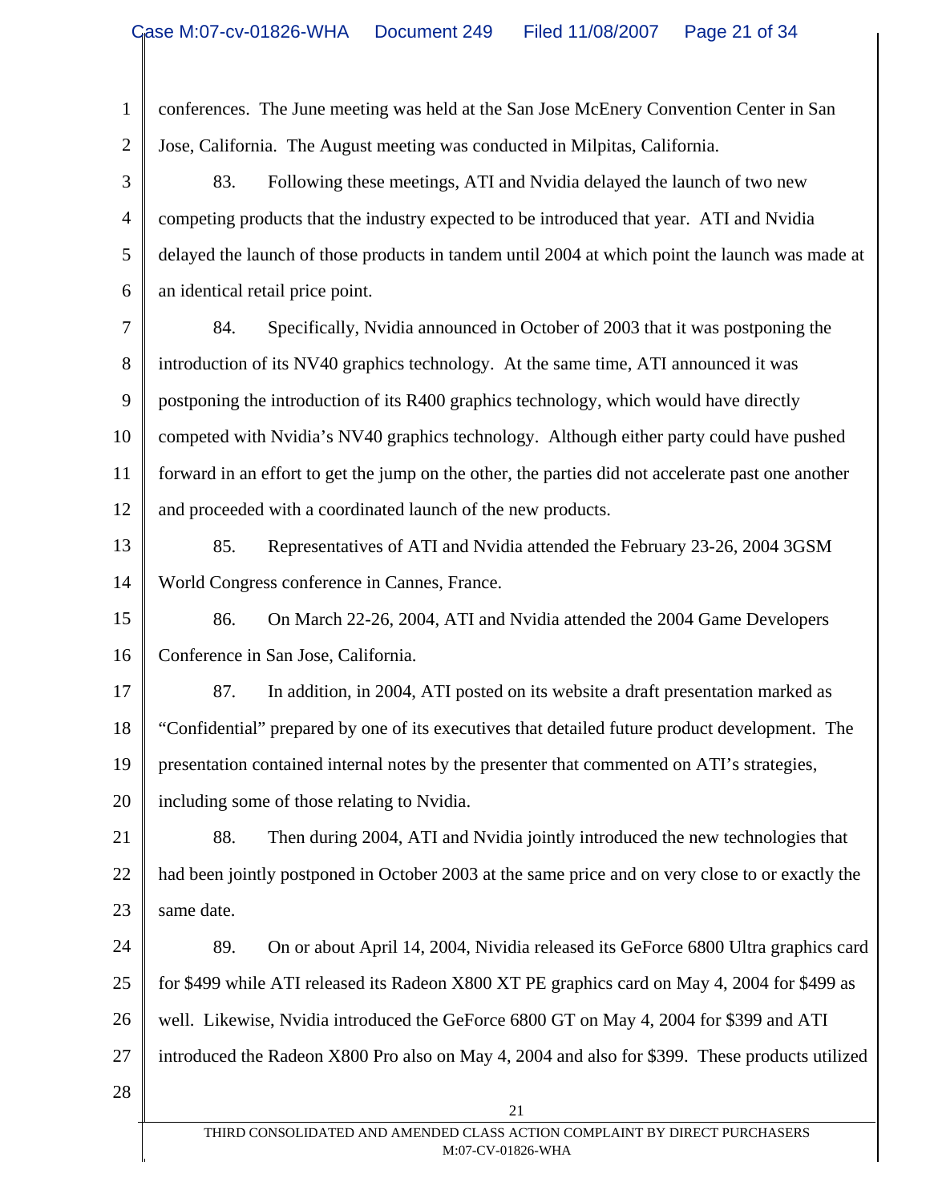conferences. The June meeting was held at the San Jose McEnery Convention Center in San Jose, California. The August meeting was conducted in Milpitas, California.

83. Following these meetings, ATI and Nvidia delayed the launch of two new competing products that the industry expected to be introduced that year. ATI and Nvidia delayed the launch of those products in tandem until 2004 at which point the launch was made at an identical retail price point.

84. Specifically, Nvidia announced in October of 2003 that it was postponing the introduction of its NV40 graphics technology. At the same time, ATI announced it was postponing the introduction of its R400 graphics technology, which would have directly competed with Nvidia's NV40 graphics technology. Although either party could have pushed forward in an effort to get the jump on the other, the parties did not accelerate past one another and proceeded with a coordinated launch of the new products.

85. Representatives of ATI and Nvidia attended the February 23-26, 2004 3GSM World Congress conference in Cannes, France.

86. On March 22-26, 2004, ATI and Nvidia attended the 2004 Game Developers Conference in San Jose, California.

87. In addition, in 2004, ATI posted on its website a draft presentation marked as "Confidential" prepared by one of its executives that detailed future product development. The presentation contained internal notes by the presenter that commented on ATI's strategies, including some of those relating to Nvidia.

88. Then during 2004, ATI and Nvidia jointly introduced the new technologies that had been jointly postponed in October 2003 at the same price and on very close to or exactly the same date.

89. On or about April 14, 2004, Nividia released its GeForce 6800 Ultra graphics card for $499 while ATI released its Radeon X800 XT PE graphics card on May 4, 2004 for $499 as well. Likewise, Nvidia introduced the GeForce 6800 GT on May 4, 2004 for $399 and ATI introduced the Radeon X800 Pro also on May 4, 2004 and also for $399. These products utilized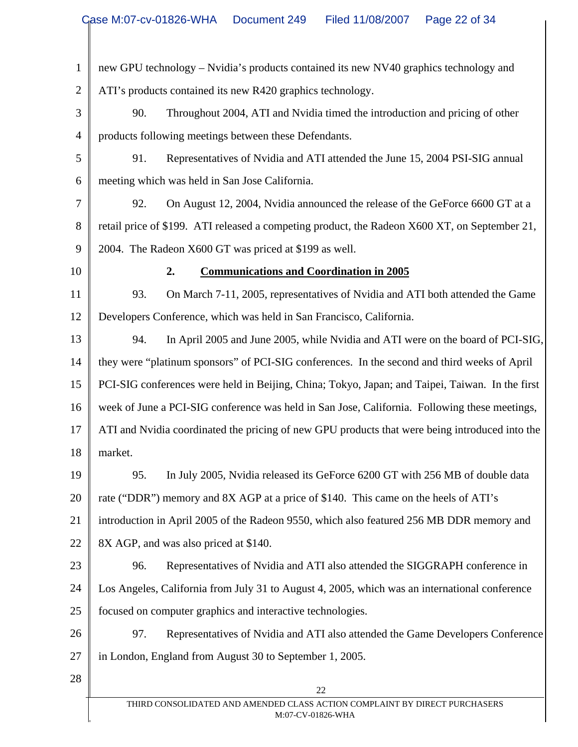new GPU technology – Nvidia's products contained its new NV40 graphics technology and ATI's products contained its new R420 graphics technology.

90. Throughout 2004, ATI and Nvidia timed the introduction and pricing of other products following meetings between these Defendants.

91. Representatives of Nvidia and ATI attended the June 15, 2004 PSI-SIG annual meeting which was held in San Jose California.

92. On August 12, 2004, Nvidia announced the release of the GeForce 6600 GT at a retail price of $199. ATI released a competing product, the Radeon X600 XT, on September 21, 2004. The Radeon X600 GT was priced at $199 as well.

### 2. Communications and Coordination in 2005

93. On March 7-11, 2005, representatives of Nvidia and ATI both attended the Game Developers Conference, which was held in San Francisco, California.

94. In April 2005 and June 2005, while Nvidia and ATI were on the board of PCI-SIG, they were "platinum sponsors" of PCI-SIG conferences. In the second and third weeks of April PCI-SIG conferences were held in Beijing, China; Tokyo, Japan; and Taipei, Taiwan. In the first week of June a PCI-SIG conference was held in San Jose, California. Following these meetings, ATI and Nvidia coordinated the pricing of new GPU products that were being introduced into the market.

95. In July 2005, Nvidia released its GeForce 6200 GT with 256 MB of double data rate ("DDR") memory and 8X AGP at a price of $140. This came on the heels of ATI's introduction in April 2005 of the Radeon 9550, which also featured 256 MB DDR memory and 8X AGP, and was also priced at $140.

96. Representatives of Nvidia and ATI also attended the SIGGRAPH conference in Los Angeles, California from July 31 to August 4, 2005, which was an international conference focused on computer graphics and interactive technologies.

97. Representatives of Nvidia and ATI also attended the Game Developers Conference in London, England from August 30 to September 1, 2005.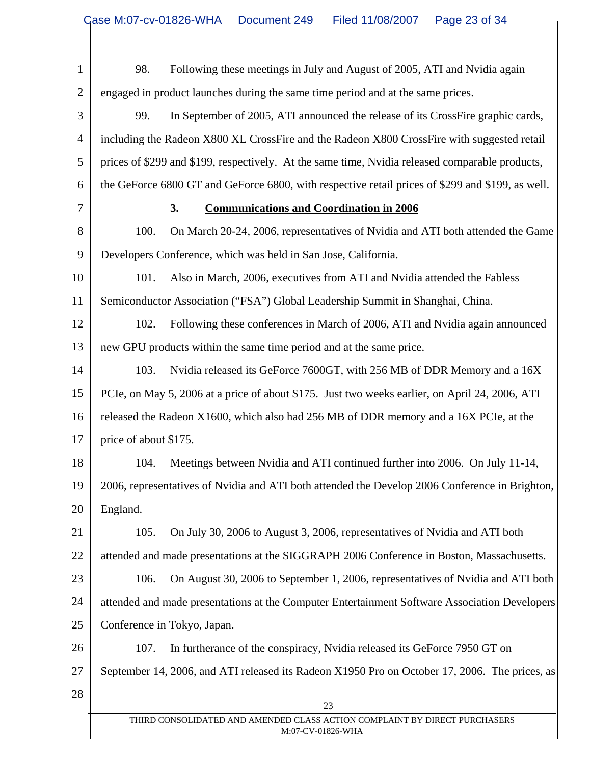98. Following these meetings in July and August of 2005, ATI and Nvidia again engaged in product launches during the same time period and at the same prices.

99. In September of 2005, ATI announced the release of its CrossFire graphic cards, including the Radeon X800 XL CrossFire and the Radeon X800 CrossFire with suggested retail prices of $299 and $199, respectively. At the same time, Nvidia released comparable products, the GeForce 6800 GT and GeForce 6800, with respective retail prices of $299 and $199, as well.

### 3. Communications and Coordination in 2006

100. On March 20-24, 2006, representatives of Nvidia and ATI both attended the Game Developers Conference, which was held in San Jose, California.

101. Also in March, 2006, executives from ATI and Nvidia attended the Fabless Semiconductor Association ("FSA") Global Leadership Summit in Shanghai, China.

102. Following these conferences in March of 2006, ATI and Nvidia again announced new GPU products within the same time period and at the same price.

103. Nvidia released its GeForce 7600GT, with 256 MB of DDR Memory and a 16X PCIe, on May 5, 2006 at a price of about $175. Just two weeks earlier, on April 24, 2006, ATI released the Radeon X1600, which also had 256 MB of DDR memory and a 16X PCIe, at the price of about $175.

104. Meetings between Nvidia and ATI continued further into 2006. On July 11-14, 2006, representatives of Nvidia and ATI both attended the Develop 2006 Conference in Brighton, England.

105. On July 30, 2006 to August 3, 2006, representatives of Nvidia and ATI both attended and made presentations at the SIGGRAPH 2006 Conference in Boston, Massachusetts.

106. On August 30, 2006 to September 1, 2006, representatives of Nvidia and ATI both attended and made presentations at the Computer Entertainment Software Association Developers Conference in Tokyo, Japan.

107. In furtherance of the conspiracy, Nvidia released its GeForce 7950 GT on September 14, 2006, and ATI released its Radeon X1950 Pro on October 17, 2006. The prices, as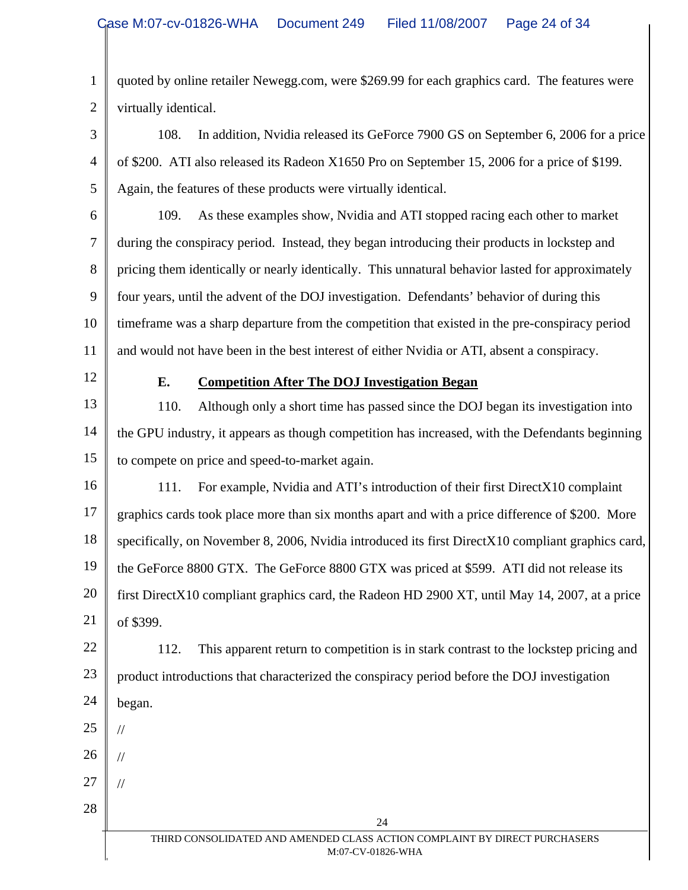quoted by online retailer Newegg.com, were $269.99 for each graphics card. The features were virtually identical.

108. In addition, Nvidia released its GeForce 7900 GS on September 6, 2006 for a price of $200. ATI also released its Radeon X1650 Pro on September 15, 2006 for a price of $199. Again, the features of these products were virtually identical.

109. As these examples show, Nvidia and ATI stopped racing each other to market during the conspiracy period. Instead, they began introducing their products in lockstep and pricing them identically or nearly identically. This unnatural behavior lasted for approximately four years, until the advent of the DOJ investigation. Defendants' behavior of during this timeframe was a sharp departure from the competition that existed in the pre-conspiracy period and would not have been in the best interest of either Nvidia or ATI, absent a conspiracy.

### E. Competition After The DOJ Investigation Began

110. Although only a short time has passed since the DOJ began its investigation into the GPU industry, it appears as though competition has increased, with the Defendants beginning to compete on price and speed-to-market again.

111. For example, Nvidia and ATI's introduction of their first DirectX10 complaint graphics cards took place more than six months apart and with a price difference of $200. More specifically, on November 8, 2006, Nvidia introduced its first DirectX10 compliant graphics card, the GeForce 8800 GTX. The GeForce 8800 GTX was priced at $599. ATI did not release its first DirectX10 compliant graphics card, the Radeon HD 2900 XT, until May 14, 2007, at a price of $399.

112. This apparent return to competition is in stark contrast to the lockstep pricing and product introductions that characterized the conspiracy period before the DOJ investigation began.

//

//

//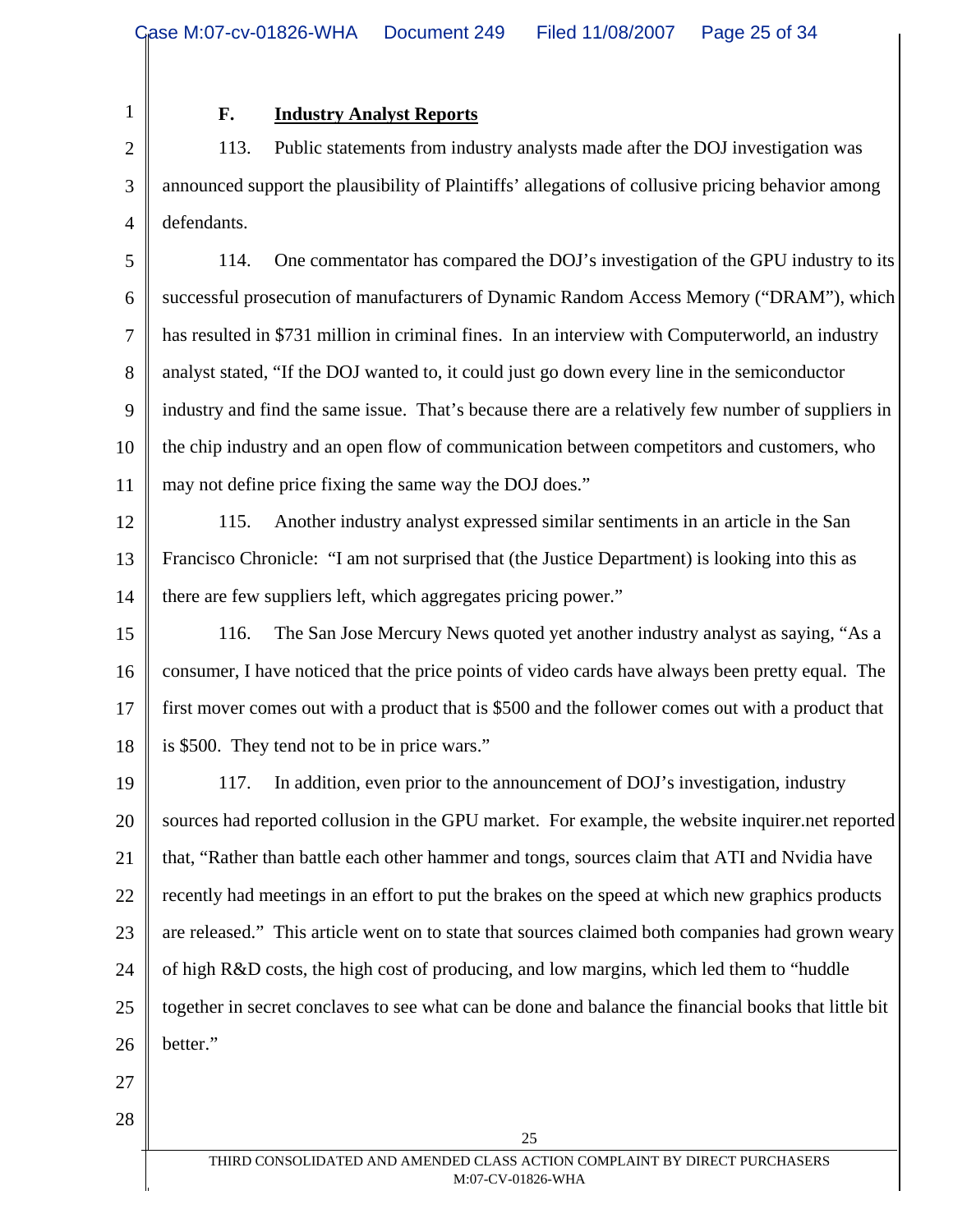### F. Industry Analyst Reports

113. Public statements from industry analysts made after the DOJ investigation was announced support the plausibility of Plaintiffs' allegations of collusive pricing behavior among defendants.

114. One commentator has compared the DOJ's investigation of the GPU industry to its successful prosecution of manufacturers of Dynamic Random Access Memory ("DRAM"), which has resulted in $731 million in criminal fines. In an interview with Computerworld, an industry analyst stated, "If the DOJ wanted to, it could just go down every line in the semiconductor industry and find the same issue. That's because there are a relatively few number of suppliers in the chip industry and an open flow of communication between competitors and customers, who may not define price fixing the same way the DOJ does."

115. Another industry analyst expressed similar sentiments in an article in the San Francisco Chronicle: "I am not surprised that (the Justice Department) is looking into this as there are few suppliers left, which aggregates pricing power."

116. The San Jose Mercury News quoted yet another industry analyst as saying, "As a consumer, I have noticed that the price points of video cards have always been pretty equal. The first mover comes out with a product that is $500 and the follower comes out with a product that is $500. They tend not to be in price wars."

117. In addition, even prior to the announcement of DOJ's investigation, industry sources had reported collusion in the GPU market. For example, the website inquirer.net reported that, "Rather than battle each other hammer and tongs, sources claim that ATI and Nvidia have recently had meetings in an effort to put the brakes on the speed at which new graphics products are released." This article went on to state that sources claimed both companies had grown weary of high R&D costs, the high cost of producing, and low margins, which led them to "huddle together in secret conclaves to see what can be done and balance the financial books that little bit better."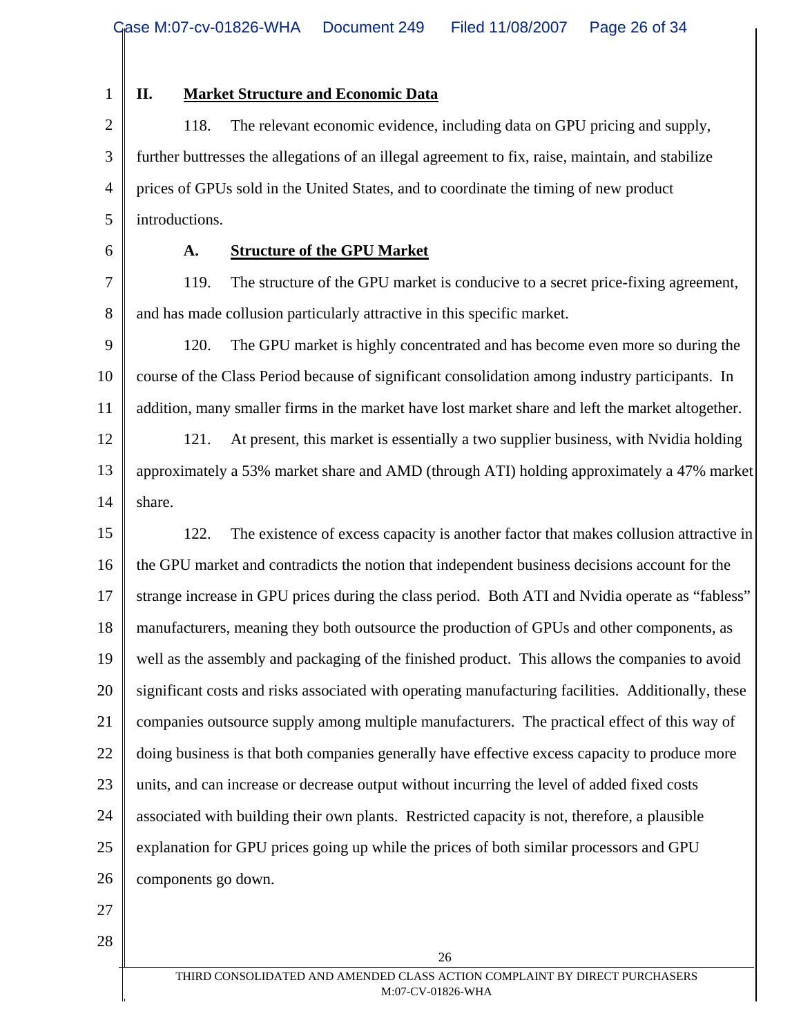## II. Market Structure and Economic Data

118. The relevant economic evidence, including data on GPU pricing and supply, further buttresses the allegations of an illegal agreement to fix, raise, maintain, and stabilize prices of GPUs sold in the United States, and to coordinate the timing of new product introductions.

### A. Structure of the GPU Market

119. The structure of the GPU market is conducive to a secret price-fixing agreement, and has made collusion particularly attractive in this specific market.

120. The GPU market is highly concentrated and has become even more so during the course of the Class Period because of significant consolidation among industry participants. In addition, many smaller firms in the market have lost market share and left the market altogether.

121. At present, this market is essentially a two supplier business, with Nvidia holding approximately a 53% market share and AMD (through ATI) holding approximately a 47% market share.

122. The existence of excess capacity is another factor that makes collusion attractive in the GPU market and contradicts the notion that independent business decisions account for the strange increase in GPU prices during the class period. Both ATI and Nvidia operate as "fabless" manufacturers, meaning they both outsource the production of GPUs and other components, as well as the assembly and packaging of the finished product. This allows the companies to avoid significant costs and risks associated with operating manufacturing facilities. Additionally, these companies outsource supply among multiple manufacturers. The practical effect of this way of doing business is that both companies generally have effective excess capacity to produce more units, and can increase or decrease output without incurring the level of added fixed costs associated with building their own plants. Restricted capacity is not, therefore, a plausible explanation for GPU prices going up while the prices of both similar processors and GPU components go down.

THIRD CONSOLIDATED AND AMENDED CLASS ACTION COMPLAINT BY DIRECT PURCHASERS
M:07-CV-01826-WHA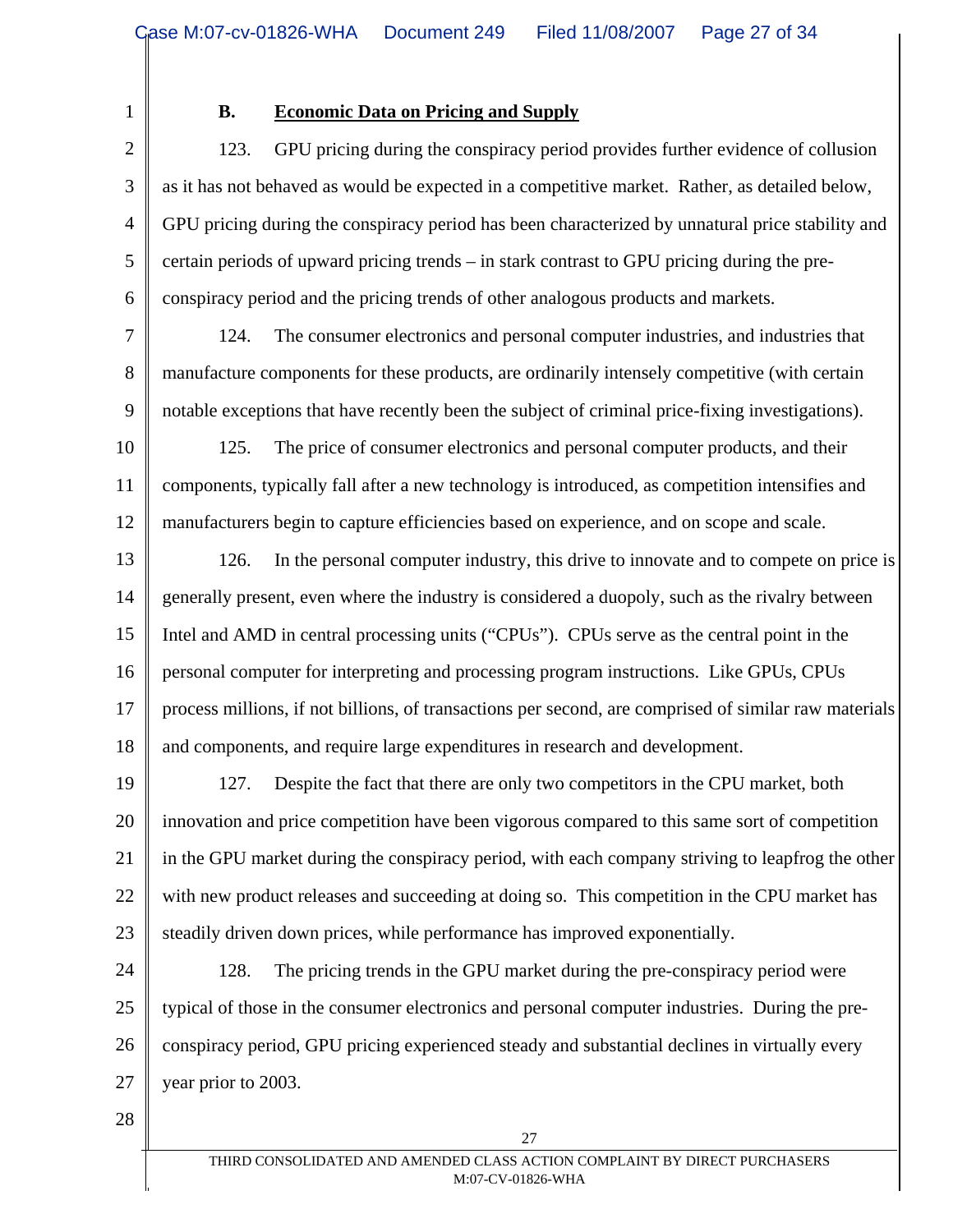### B. Economic Data on Pricing and Supply

123. GPU pricing during the conspiracy period provides further evidence of collusion as it has not behaved as would be expected in a competitive market. Rather, as detailed below, GPU pricing during the conspiracy period has been characterized by unnatural price stability and certain periods of upward pricing trends – in stark contrast to GPU pricing during the pre-conspiracy period and the pricing trends of other analogous products and markets.

124. The consumer electronics and personal computer industries, and industries that manufacture components for these products, are ordinarily intensely competitive (with certain notable exceptions that have recently been the subject of criminal price-fixing investigations).

125. The price of consumer electronics and personal computer products, and their components, typically fall after a new technology is introduced, as competition intensifies and manufacturers begin to capture efficiencies based on experience, and on scope and scale.

126. In the personal computer industry, this drive to innovate and to compete on price is generally present, even where the industry is considered a duopoly, such as the rivalry between Intel and AMD in central processing units ("CPUs"). CPUs serve as the central point in the personal computer for interpreting and processing program instructions. Like GPUs, CPUs process millions, if not billions, of transactions per second, are comprised of similar raw materials and components, and require large expenditures in research and development.

127. Despite the fact that there are only two competitors in the CPU market, both innovation and price competition have been vigorous compared to this same sort of competition in the GPU market during the conspiracy period, with each company striving to leapfrog the other with new product releases and succeeding at doing so. This competition in the CPU market has steadily driven down prices, while performance has improved exponentially.

128. The pricing trends in the GPU market during the pre-conspiracy period were typical of those in the consumer electronics and personal computer industries. During the pre-conspiracy period, GPU pricing experienced steady and substantial declines in virtually every year prior to 2003.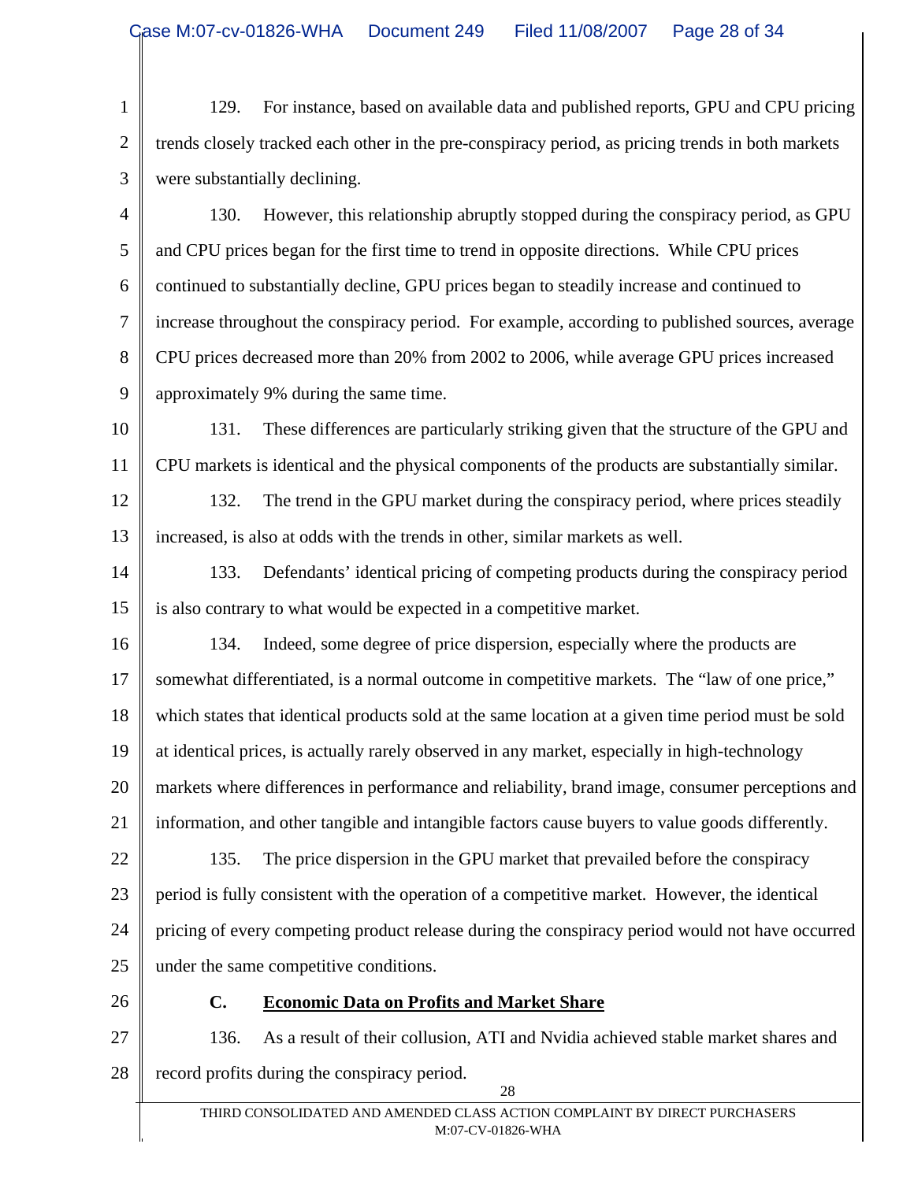129. For instance, based on available data and published reports, GPU and CPU pricing trends closely tracked each other in the pre-conspiracy period, as pricing trends in both markets were substantially declining.

130. However, this relationship abruptly stopped during the conspiracy period, as GPU and CPU prices began for the first time to trend in opposite directions. While CPU prices continued to substantially decline, GPU prices began to steadily increase and continued to increase throughout the conspiracy period. For example, according to published sources, average CPU prices decreased more than 20% from 2002 to 2006, while average GPU prices increased approximately 9% during the same time.

131. These differences are particularly striking given that the structure of the GPU and CPU markets is identical and the physical components of the products are substantially similar.

132. The trend in the GPU market during the conspiracy period, where prices steadily increased, is also at odds with the trends in other, similar markets as well.

133. Defendants' identical pricing of competing products during the conspiracy period is also contrary to what would be expected in a competitive market.

134. Indeed, some degree of price dispersion, especially where the products are somewhat differentiated, is a normal outcome in competitive markets. The "law of one price," which states that identical products sold at the same location at a given time period must be sold at identical prices, is actually rarely observed in any market, especially in high-technology markets where differences in performance and reliability, brand image, consumer perceptions and information, and other tangible and intangible factors cause buyers to value goods differently.

135. The price dispersion in the GPU market that prevailed before the conspiracy period is fully consistent with the operation of a competitive market. However, the identical pricing of every competing product release during the conspiracy period would not have occurred under the same competitive conditions.

### C. Economic Data on Profits and Market Share

136. As a result of their collusion, ATI and Nvidia achieved stable market shares and record profits during the conspiracy period.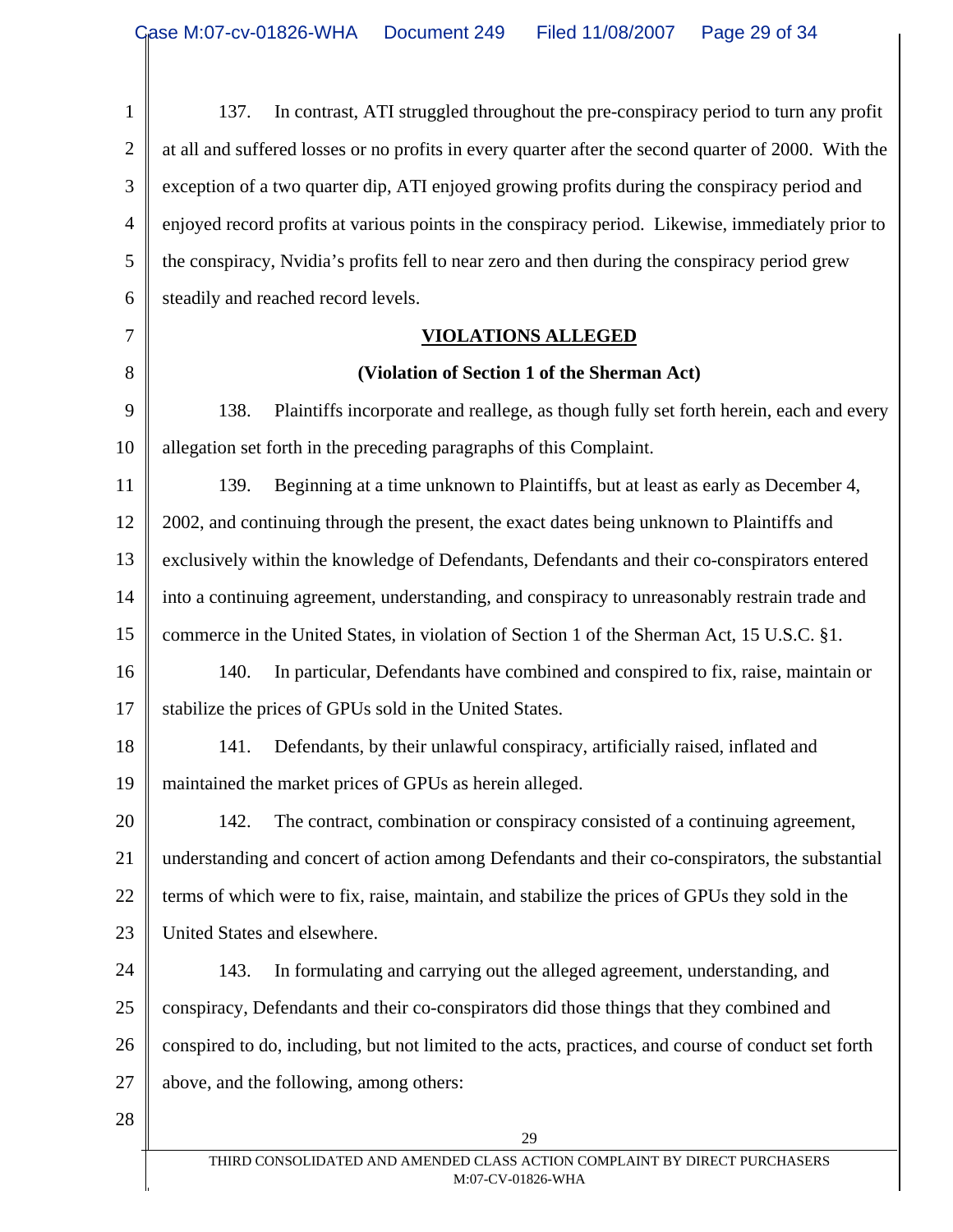137. In contrast, ATI struggled throughout the pre-conspiracy period to turn any profit at all and suffered losses or no profits in every quarter after the second quarter of 2000. With the exception of a two quarter dip, ATI enjoyed growing profits during the conspiracy period and enjoyed record profits at various points in the conspiracy period. Likewise, immediately prior to the conspiracy, Nvidia's profits fell to near zero and then during the conspiracy period grew steadily and reached record levels.

## VIOLATIONS ALLEGED

### (Violation of Section 1 of the Sherman Act)

138. Plaintiffs incorporate and reallege, as though fully set forth herein, each and every allegation set forth in the preceding paragraphs of this Complaint.

139. Beginning at a time unknown to Plaintiffs, but at least as early as December 4, 2002, and continuing through the present, the exact dates being unknown to Plaintiffs and exclusively within the knowledge of Defendants, Defendants and their co-conspirators entered into a continuing agreement, understanding, and conspiracy to unreasonably restrain trade and commerce in the United States, in violation of Section 1 of the Sherman Act, 15 U.S.C. §1.

140. In particular, Defendants have combined and conspired to fix, raise, maintain or stabilize the prices of GPUs sold in the United States.

141. Defendants, by their unlawful conspiracy, artificially raised, inflated and maintained the market prices of GPUs as herein alleged.

142. The contract, combination or conspiracy consisted of a continuing agreement, understanding and concert of action among Defendants and their co-conspirators, the substantial terms of which were to fix, raise, maintain, and stabilize the prices of GPUs they sold in the United States and elsewhere.

143. In formulating and carrying out the alleged agreement, understanding, and conspiracy, Defendants and their co-conspirators did those things that they combined and conspired to do, including, but not limited to the acts, practices, and course of conduct set forth above, and the following, among others: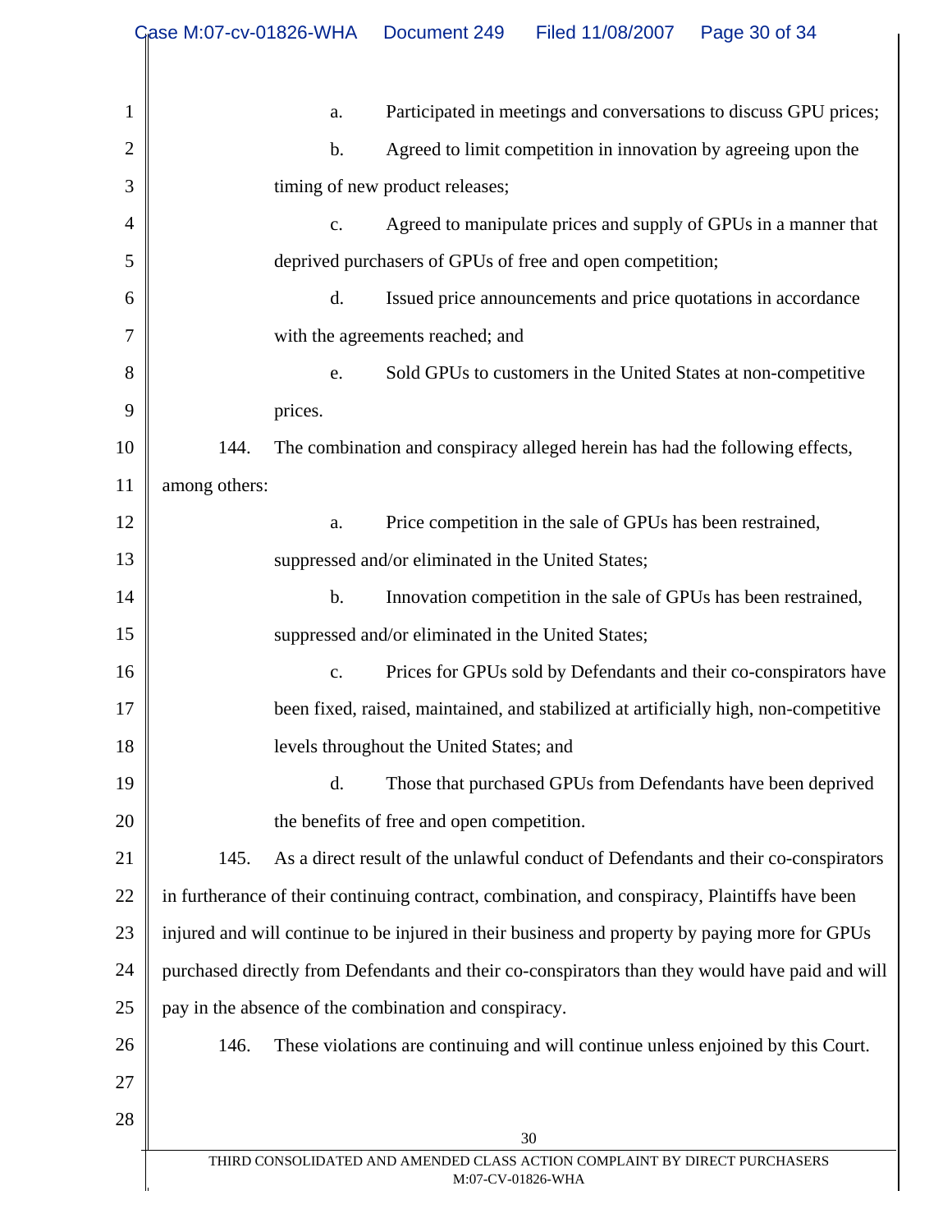a. Participated in meetings and conversations to discuss GPU prices;

b. Agreed to limit competition in innovation by agreeing upon the timing of new product releases;

c. Agreed to manipulate prices and supply of GPUs in a manner that deprived purchasers of GPUs of free and open competition;

d. Issued price announcements and price quotations in accordance with the agreements reached; and

e. Sold GPUs to customers in the United States at non-competitive prices.

144. The combination and conspiracy alleged herein has had the following effects, among others:

a. Price competition in the sale of GPUs has been restrained, suppressed and/or eliminated in the United States;

b. Innovation competition in the sale of GPUs has been restrained, suppressed and/or eliminated in the United States;

c. Prices for GPUs sold by Defendants and their co-conspirators have been fixed, raised, maintained, and stabilized at artificially high, non-competitive levels throughout the United States; and

d. Those that purchased GPUs from Defendants have been deprived the benefits of free and open competition.

145. As a direct result of the unlawful conduct of Defendants and their co-conspirators in furtherance of their continuing contract, combination, and conspiracy, Plaintiffs have been injured and will continue to be injured in their business and property by paying more for GPUs purchased directly from Defendants and their co-conspirators than they would have paid and will pay in the absence of the combination and conspiracy.

146. These violations are continuing and will continue unless enjoined by this Court.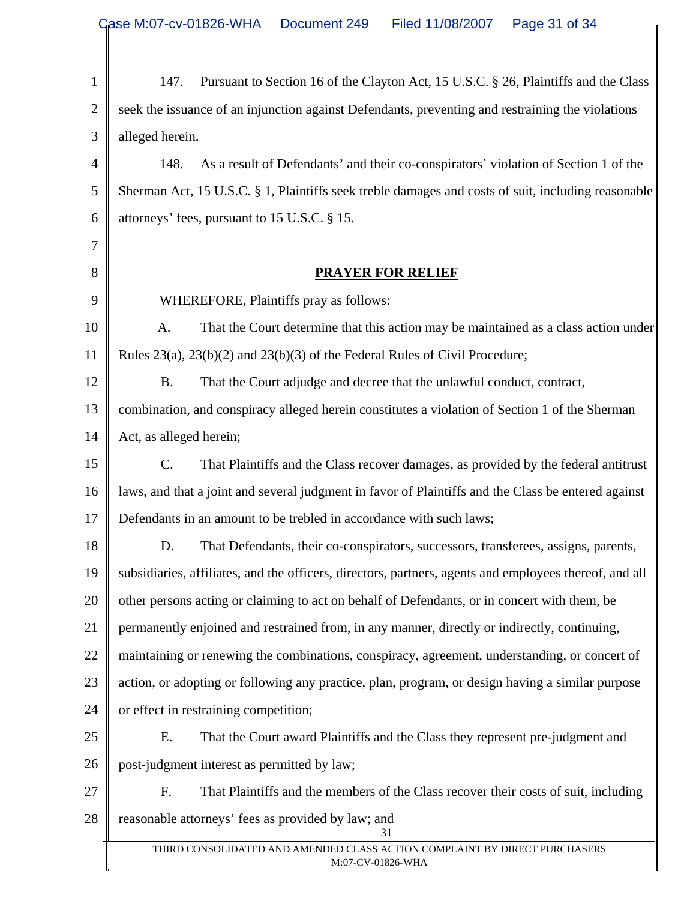147. Pursuant to Section 16 of the Clayton Act, 15 U.S.C. § 26, Plaintiffs and the Class seek the issuance of an injunction against Defendants, preventing and restraining the violations alleged herein.

148. As a result of Defendants' and their co-conspirators' violation of Section 1 of the Sherman Act, 15 U.S.C. § 1, Plaintiffs seek treble damages and costs of suit, including reasonable attorneys' fees, pursuant to 15 U.S.C. § 15.

## PRAYER FOR RELIEF

WHEREFORE, Plaintiffs pray as follows:

A. That the Court determine that this action may be maintained as a class action under Rules 23(a), 23(b)(2) and 23(b)(3) of the Federal Rules of Civil Procedure;

B. That the Court adjudge and decree that the unlawful conduct, contract, combination, and conspiracy alleged herein constitutes a violation of Section 1 of the Sherman Act, as alleged herein;

C. That Plaintiffs and the Class recover damages, as provided by the federal antitrust laws, and that a joint and several judgment in favor of Plaintiffs and the Class be entered against Defendants in an amount to be trebled in accordance with such laws;

D. That Defendants, their co-conspirators, successors, transferees, assigns, parents, subsidiaries, affiliates, and the officers, directors, partners, agents and employees thereof, and all other persons acting or claiming to act on behalf of Defendants, or in concert with them, be permanently enjoined and restrained from, in any manner, directly or indirectly, continuing, maintaining or renewing the combinations, conspiracy, agreement, understanding, or concert of action, or adopting or following any practice, plan, program, or design having a similar purpose or effect in restraining competition;

E. That the Court award Plaintiffs and the Class they represent pre-judgment and post-judgment interest as permitted by law;

F. That Plaintiffs and the members of the Class recover their costs of suit, including reasonable attorneys' fees as provided by law; and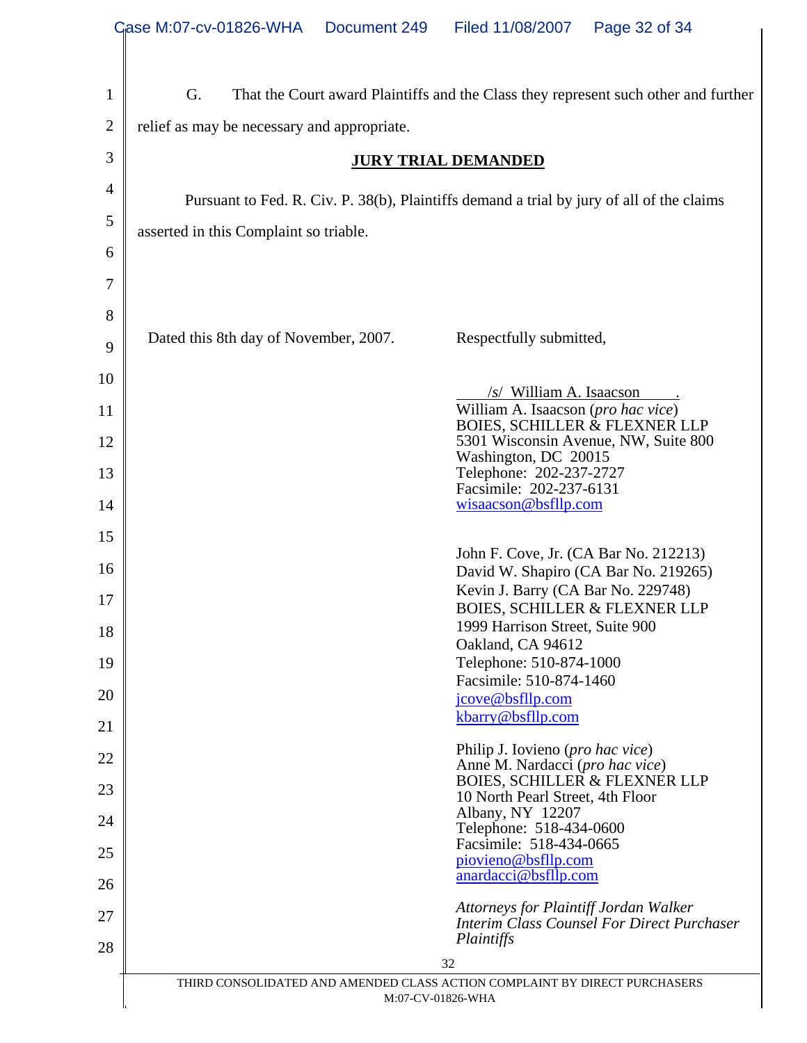G. That the Court award Plaintiffs and the Class they represent such other and further relief as may be necessary and appropriate.

**JURY TRIAL DEMANDED**

Pursuant to Fed. R. Civ. P. 38(b), Plaintiffs demand a trial by jury of all of the claims asserted in this Complaint so triable.

Dated this 8th day of November, 2007.

Respectfully submitted,

/s/ William A. Isaacson
William A. Isaacson (*pro hac vice*)
BOIES, SCHILLER & FLEXNER LLP
5301 Wisconsin Avenue, NW, Suite 800
Washington, DC 20015
Telephone: 202-237-2727
Facsimile: 202-237-6131
wisaacson@bsfllp.com

John F. Cove, Jr. (CA Bar No. 212213)
David W. Shapiro (CA Bar No. 219265)
Kevin J. Barry (CA Bar No. 229748)
BOIES, SCHILLER & FLEXNER LLP
1999 Harrison Street, Suite 900
Oakland, CA 94612
Telephone: 510-874-1000
Facsimile: 510-874-1460
jcove@bsfllp.com
kbarry@bsfllp.com

Philip J. Iovieno (*pro hac vice*)
Anne M. Nardacci (*pro hac vice*)
BOIES, SCHILLER & FLEXNER LLP
10 North Pearl Street, 4th Floor
Albany, NY 12207
Telephone: 518-434-0600
Facsimile: 518-434-0665
piovieno@bsfllp.com
anardacci@bsfllp.com

*Attorneys for Plaintiff Jordan Walker*
*Interim Class Counsel For Direct Purchaser Plaintiffs*

THIRD CONSOLIDATED AND AMENDED CLASS ACTION COMPLAINT BY DIRECT PURCHASERS
M:07-CV-01826-WHA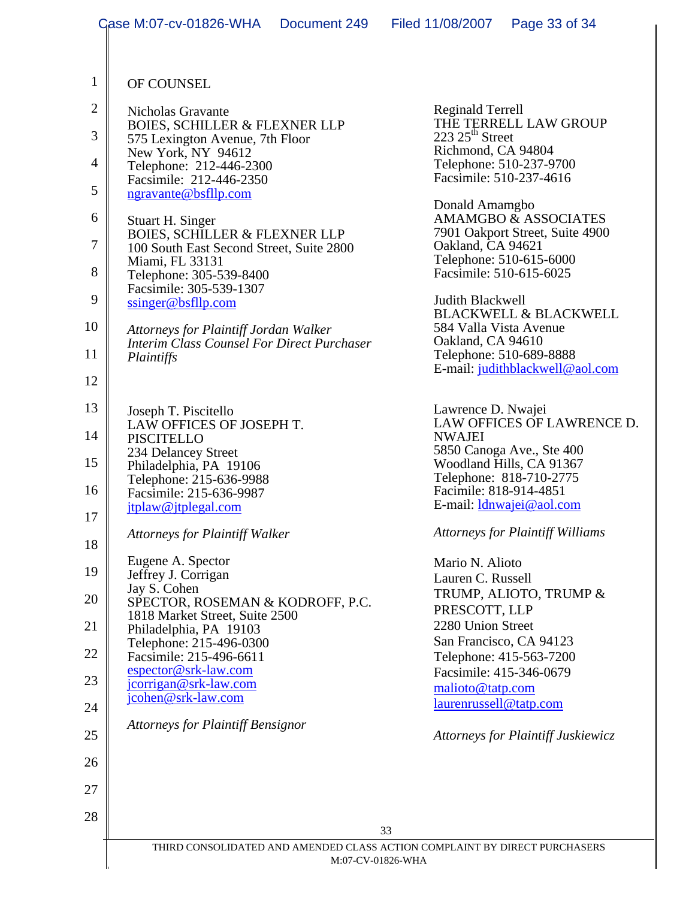OF COUNSEL

Nicholas Gravante
BOIES, SCHILLER & FLEXNER LLP
575 Lexington Avenue, 7th Floor
New York, NY 94612
Telephone: 212-446-2300
Facsimile: 212-446-2350
ngravante@bsfllp.com

Stuart H. Singer
BOIES, SCHILLER & FLEXNER LLP
100 South East Second Street, Suite 2800
Miami, FL 33131
Telephone: 305-539-8400
Facsimile: 305-539-1307
ssinger@bsfllp.com

*Attorneys for Plaintiff Jordan Walker*
*Interim Class Counsel For Direct Purchaser Plaintiffs*

Reginald Terrell
THE TERRELL LAW GROUP
223 25th Street
Richmond, CA 94804
Telephone: 510-237-9700
Facsimile: 510-237-4616

Donald Amamgbo
AMAMGBO & ASSOCIATES
7901 Oakport Street, Suite 4900
Oakland, CA 94621
Telephone: 510-615-6000
Facsimile: 510-615-6025

Judith Blackwell
BLACKWELL & BLACKWELL
584 Valla Vista Avenue
Oakland, CA 94610
Telephone: 510-689-8888
E-mail: judithblackwell@aol.com

Joseph T. Piscitello
LAW OFFICES OF JOSEPH T. PISCITELLO
234 Delancey Street
Philadelphia, PA 19106
Telephone: 215-636-9988
Facsimile: 215-636-9987
jtplaw@jtplegal.com

*Attorneys for Plaintiff Walker*

Lawrence D. Nwajei
LAW OFFICES OF LAWRENCE D. NWAJEI
5850 Canoga Ave., Ste 400
Woodland Hills, CA 91367
Telephone: 818-710-2775
Facimile: 818-914-4851
E-mail: ldnwajei@aol.com

*Attorneys for Plaintiff Williams*

Eugene A. Spector
Jeffrey J. Corrigan
Jay S. Cohen
SPECTOR, ROSEMAN & KODROFF, P.C.
1818 Market Street, Suite 2500
Philadelphia, PA 19103
Telephone: 215-496-0300
Facsimile: 215-496-6611
espector@srk-law.com
jcorrigan@srk-law.com
jcohen@srk-law.com

*Attorneys for Plaintiff Bensignor*

Mario N. Alioto
Lauren C. Russell
TRUMP, ALIOTO, TRUMP & PRESCOTT, LLP
2280 Union Street
San Francisco, CA 94123
Telephone: 415-563-7200
Facsimile: 415-346-0679
malioto@tatp.com
laurenrussell@tatp.com

*Attorneys for Plaintiff Juskiewicz*

THIRD CONSOLIDATED AND AMENDED CLASS ACTION COMPLAINT BY DIRECT PURCHASERS
M:07-CV-01826-WHA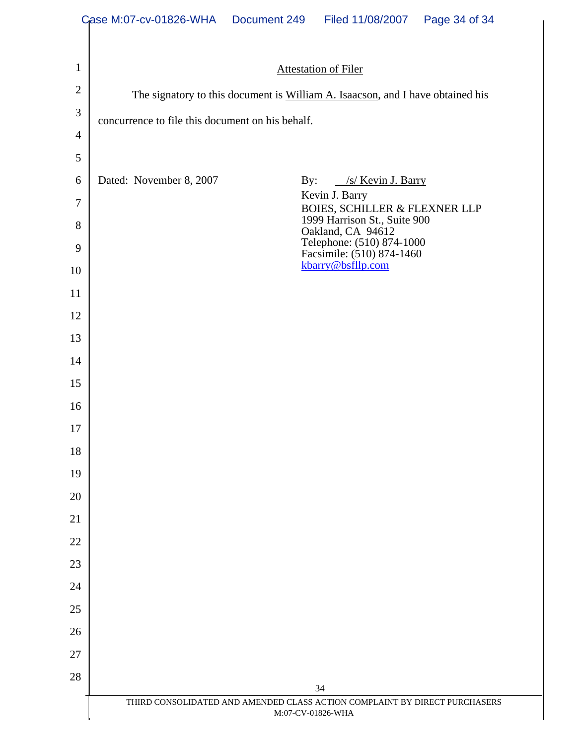Attestation of Filer

The signatory to this document is William A. Isaacson, and I have obtained his concurrence to file this document on his behalf.

Dated: November 8, 2007

By: /s/ Kevin J. Barry
Kevin J. Barry
BOIES, SCHILLER & FLEXNER LLP
1999 Harrison St., Suite 900
Oakland, CA 94612
Telephone: (510) 874-1000
Facsimile: (510) 874-1460
kbarry@bsfllp.com